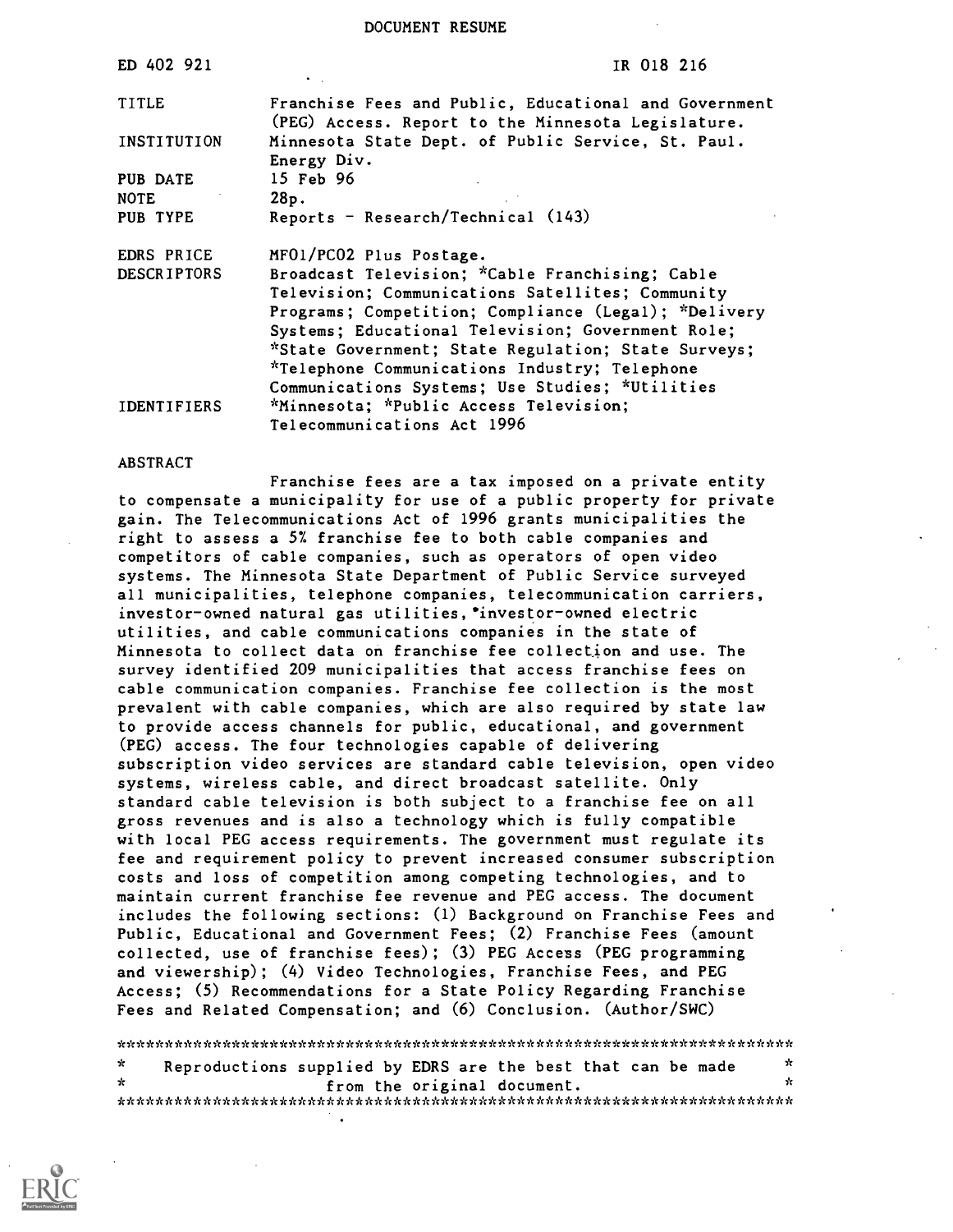DOCUMENT RESUME

| | |
|---|---|
| ED 402 921 | IR 018 216 |
| TITLE | Franchise Fees and Public, Educational and Government (PEG) Access. Report to the Minnesota Legislature. |
| INSTITUTION | Minnesota State Dept. of Public Service, St. Paul. Energy Div. |
| PUB DATE | 15 Feb 96 |
| NOTE | 28p. |
| PUB TYPE | Reports - Research/Technical (143) |
| EDRS PRICE | MF01/PC02 Plus Postage. |
| DESCRIPTORS | Broadcast Television; *Cable Franchising; Cable Television; Communications Satellites; Community Programs; Competition; Compliance (Legal); *Delivery Systems; Educational Television; Government Role; *State Government; State Regulation; State Surveys; *Telephone Communications Industry; Telephone Communications Systems; Use Studies; *Utilities |
| IDENTIFIERS | *Minnesota; *Public Access Television; Telecommunications Act 1996 |

ABSTRACT

Franchise fees are a tax imposed on a private entity to compensate a municipality for use of a public property for private gain. The Telecommunications Act of 1996 grants municipalities the right to assess a 5% franchise fee to both cable companies and competitors of cable companies, such as operators of open video systems. The Minnesota State Department of Public Service surveyed all municipalities, telephone companies, telecommunication carriers, investor-owned natural gas utilities, investor-owned electric utilities, and cable communications companies in the state of Minnesota to collect data on franchise fee collection and use. The survey identified 209 municipalities that access franchise fees on cable communication companies. Franchise fee collection is the most prevalent with cable companies, which are also required by state law to provide access channels for public, educational, and government (PEG) access. The four technologies capable of delivering subscription video services are standard cable television, open video systems, wireless cable, and direct broadcast satellite. Only standard cable television is both subject to a franchise fee on all gross revenues and is also a technology which is fully compatible with local PEG access requirements. The government must regulate its fee and requirement policy to prevent increased consumer subscription costs and loss of competition among competing technologies, and to maintain current franchise fee revenue and PEG access. The document includes the following sections: (1) Background on Franchise Fees and Public, Educational and Government Fees; (2) Franchise Fees (amount collected, use of franchise fees); (3) PEG Access (PEG programming and viewership); (4) Video Technologies, Franchise Fees, and PEG Access; (5) Recommendations for a State Policy Regarding Franchise Fees and Related Compensation; and (6) Conclusion. (Author/SWC)

***********************************************************************
* Reproductions supplied by EDRS are the best that can be made *
* from the original document. *
***********************************************************************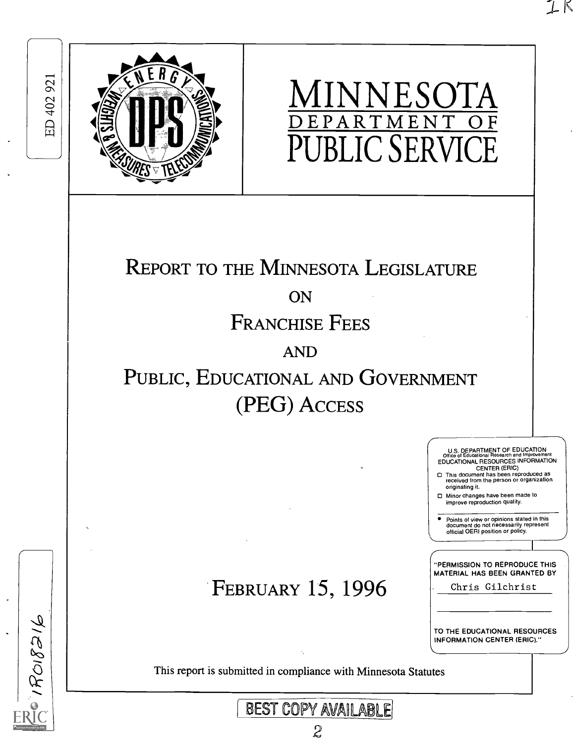ED 402 921

# MINNESOTA DEPARTMENT OF PUBLIC SERVICE

# REPORT TO THE MINNESOTA LEGISLATURE ON FRANCHISE FEES AND PUBLIC, EDUCATIONAL AND GOVERNMENT (PEG) ACCESS

U.S. DEPARTMENT OF EDUCATION
Office of Educational Research and Improvement
EDUCATIONAL RESOURCES INFORMATION CENTER (ERIC)

- This document has been reproduced as received from the person or organization originating it.
- Minor changes have been made to improve reproduction quality.

- Points of view or opinions stated in this document do not necessarily represent official OERI position or policy.

"PERMISSION TO REPRODUCE THIS MATERIAL HAS BEEN GRANTED BY

Chris Gilchrist

TO THE EDUCATIONAL RESOURCES INFORMATION CENTER (ERIC)."

## FEBRUARY 15, 1996

This report is submitted in compliance with Minnesota Statutes

IR018216

BEST COPY AVAILABLE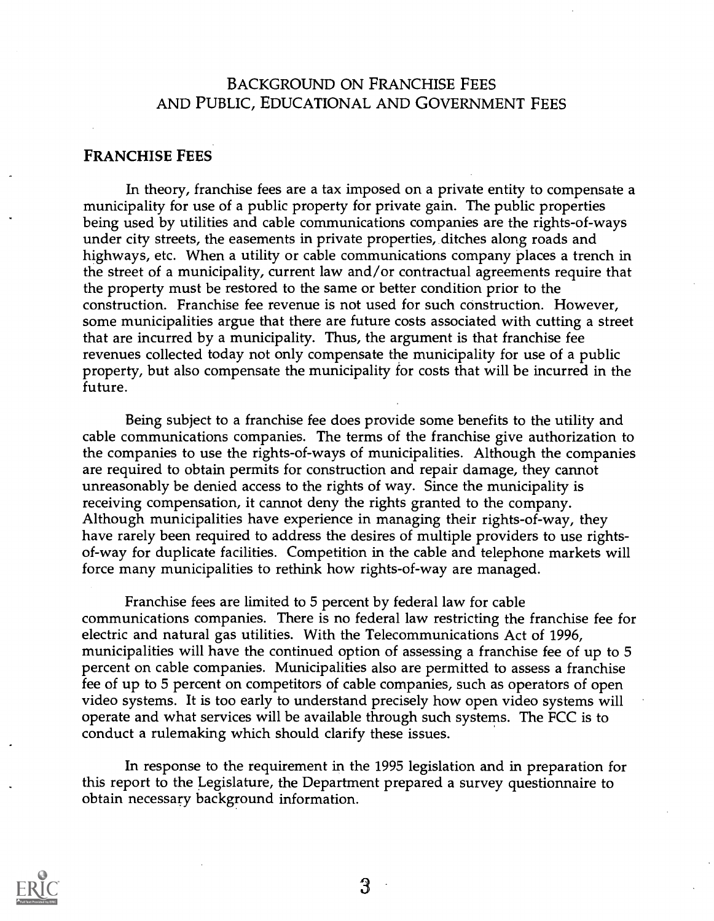# BACKGROUND ON FRANCHISE FEES AND PUBLIC, EDUCATIONAL AND GOVERNMENT FEES

## FRANCHISE FEES

In theory, franchise fees are a tax imposed on a private entity to compensate a municipality for use of a public property for private gain. The public properties being used by utilities and cable communications companies are the rights-of-ways under city streets, the easements in private properties, ditches along roads and highways, etc. When a utility or cable communications company places a trench in the street of a municipality, current law and/or contractual agreements require that the property must be restored to the same or better condition prior to the construction. Franchise fee revenue is not used for such construction. However, some municipalities argue that there are future costs associated with cutting a street that are incurred by a municipality. Thus, the argument is that franchise fee revenues collected today not only compensate the municipality for use of a public property, but also compensate the municipality for costs that will be incurred in the future.

Being subject to a franchise fee does provide some benefits to the utility and cable communications companies. The terms of the franchise give authorization to the companies to use the rights-of-ways of municipalities. Although the companies are required to obtain permits for construction and repair damage, they cannot unreasonably be denied access to the rights of way. Since the municipality is receiving compensation, it cannot deny the rights granted to the company. Although municipalities have experience in managing their rights-of-way, they have rarely been required to address the desires of multiple providers to use rights-of-way for duplicate facilities. Competition in the cable and telephone markets will force many municipalities to rethink how rights-of-way are managed.

Franchise fees are limited to 5 percent by federal law for cable communications companies. There is no federal law restricting the franchise fee for electric and natural gas utilities. With the Telecommunications Act of 1996, municipalities will have the continued option of assessing a franchise fee of up to 5 percent on cable companies. Municipalities also are permitted to assess a franchise fee of up to 5 percent on competitors of cable companies, such as operators of open video systems. It is too early to understand precisely how open video systems will operate and what services will be available through such systems. The FCC is to conduct a rulemaking which should clarify these issues.

In response to the requirement in the 1995 legislation and in preparation for this report to the Legislature, the Department prepared a survey questionnaire to obtain necessary background information.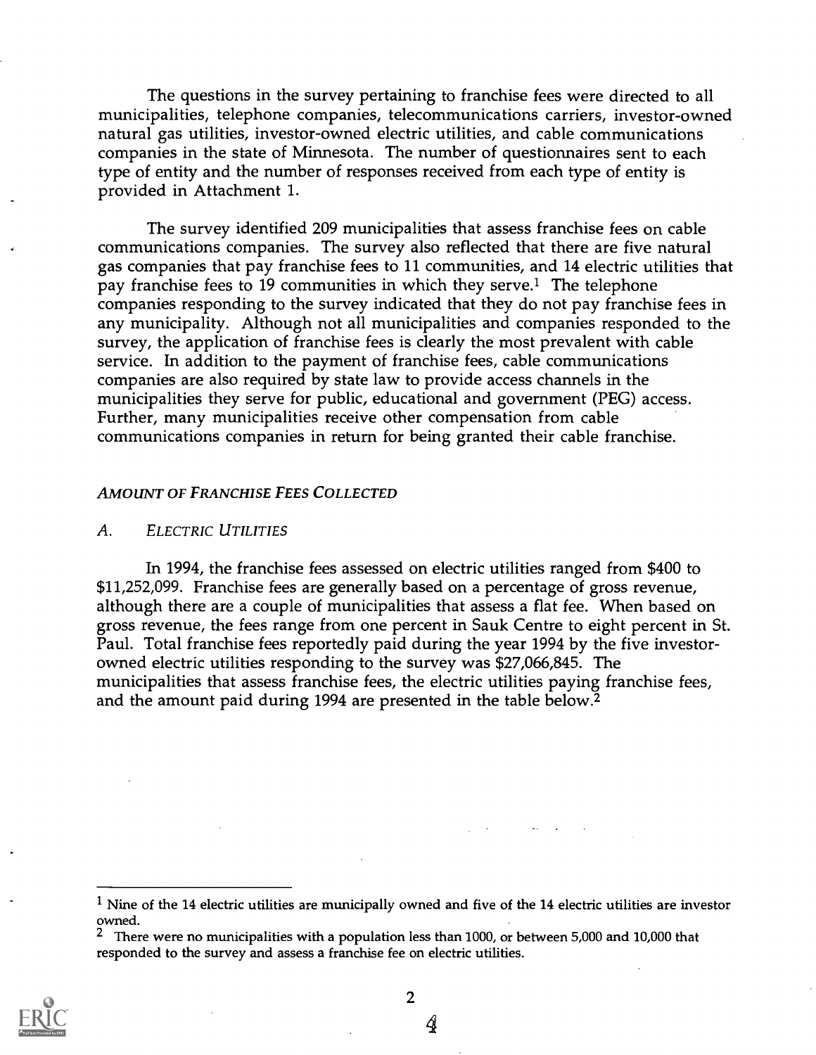The questions in the survey pertaining to franchise fees were directed to all municipalities, telephone companies, telecommunications carriers, investor-owned natural gas utilities, investor-owned electric utilities, and cable communications companies in the state of Minnesota. The number of questionnaires sent to each type of entity and the number of responses received from each type of entity is provided in Attachment 1.

The survey identified 209 municipalities that assess franchise fees on cable communications companies. The survey also reflected that there are five natural gas companies that pay franchise fees to 11 communities, and 14 electric utilities that pay franchise fees to 19 communities in which they serve.[1] The telephone companies responding to the survey indicated that they do not pay franchise fees in any municipality. Although not all municipalities and companies responded to the survey, the application of franchise fees is clearly the most prevalent with cable service. In addition to the payment of franchise fees, cable communications companies are also required by state law to provide access channels in the municipalities they serve for public, educational and government (PEG) access. Further, many municipalities receive other compensation from cable communications companies in return for being granted their cable franchise.

*AMOUNT OF FRANCHISE FEES COLLECTED*

*A. ELECTRIC UTILITIES*

In 1994, the franchise fees assessed on electric utilities ranged from $400 to $11,252,099. Franchise fees are generally based on a percentage of gross revenue, although there are a couple of municipalities that assess a flat fee. When based on gross revenue, the fees range from one percent in Sauk Centre to eight percent in St. Paul. Total franchise fees reportedly paid during the year 1994 by the five investor-owned electric utilities responding to the survey was $27,066,845. The municipalities that assess franchise fees, the electric utilities paying franchise fees, and the amount paid during 1994 are presented in the table below.[2]

[1] Nine of the 14 electric utilities are municipally owned and five of the 14 electric utilities are investor owned.

[2] There were no municipalities with a population less than 1000, or between 5,000 and 10,000 that responded to the survey and assess a franchise fee on electric utilities.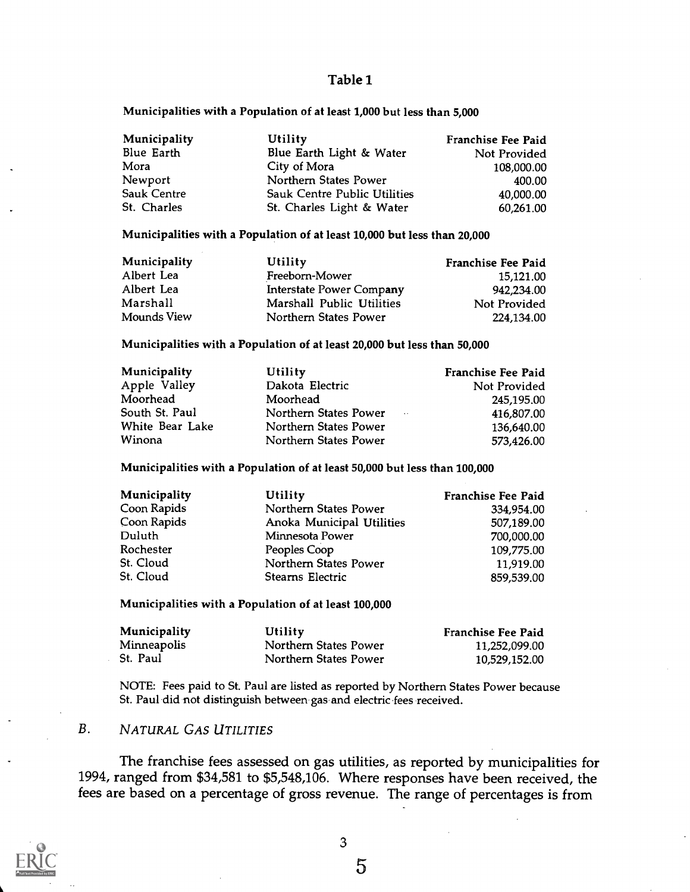## Table 1

**Municipalities with a Population of at least 1,000 but less than 5,000**

| Municipality | Utility | Franchise Fee Paid |
|---|---|---|
| Blue Earth | Blue Earth Light & Water | Not Provided |
| Mora | City of Mora | 108,000.00 |
| Newport | Northern States Power | 400.00 |
| Sauk Centre | Sauk Centre Public Utilities | 40,000.00 |
| St. Charles | St. Charles Light & Water | 60,261.00 |

**Municipalities with a Population of at least 10,000 but less than 20,000**

| Municipality | Utility | Franchise Fee Paid |
|---|---|---|
| Albert Lea | Freeborn-Mower | 15,121.00 |
| Albert Lea | Interstate Power Company | 942,234.00 |
| Marshall | Marshall Public Utilities | Not Provided |
| Mounds View | Northern States Power | 224,134.00 |

**Municipalities with a Population of at least 20,000 but less than 50,000**

| Municipality | Utility | Franchise Fee Paid |
|---|---|---|
| Apple Valley | Dakota Electric | Not Provided |
| Moorhead | Moorhead | 245,195.00 |
| South St. Paul | Northern States Power | 416,807.00 |
| White Bear Lake | Northern States Power | 136,640.00 |
| Winona | Northern States Power | 573,426.00 |

**Municipalities with a Population of at least 50,000 but less than 100,000**

| Municipality | Utility | Franchise Fee Paid |
|---|---|---|
| Coon Rapids | Northern States Power | 334,954.00 |
| Coon Rapids | Anoka Municipal Utilities | 507,189.00 |
| Duluth | Minnesota Power | 700,000.00 |
| Rochester | Peoples Coop | 109,775.00 |
| St. Cloud | Northern States Power | 11,919.00 |
| St. Cloud | Stearns Electric | 859,539.00 |

**Municipalities with a Population of at least 100,000**

| Municipality | Utility | Franchise Fee Paid |
|---|---|---|
| Minneapolis | Northern States Power | 11,252,099.00 |
| St. Paul | Northern States Power | 10,529,152.00 |

NOTE: Fees paid to St. Paul are listed as reported by Northern States Power because St. Paul did not distinguish between gas and electric fees received.

### B. *NATURAL GAS UTILITIES*

The franchise fees assessed on gas utilities, as reported by municipalities for 1994, ranged from $34,581 to $5,548,106. Where responses have been received, the fees are based on a percentage of gross revenue. The range of percentages is from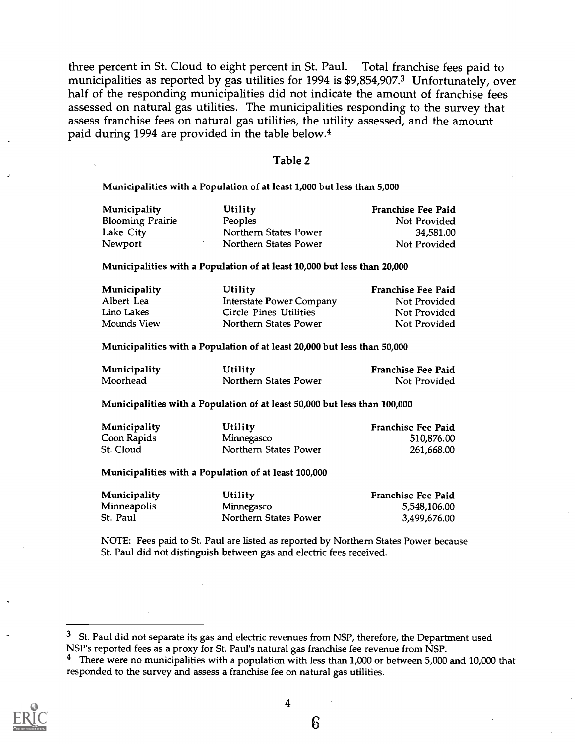three percent in St. Cloud to eight percent in St. Paul. Total franchise fees paid to municipalities as reported by gas utilities for 1994 is $9,854,907.[3] Unfortunately, over half of the responding municipalities did not indicate the amount of franchise fees assessed on natural gas utilities. The municipalities responding to the survey that assess franchise fees on natural gas utilities, the utility assessed, and the amount paid during 1994 are provided in the table below.[4]

### Table 2

**Municipalities with a Population of at least 1,000 but less than 5,000**

| Municipality | Utility | Franchise Fee Paid |
|---|---|---|
| Blooming Prairie | Peoples | Not Provided |
| Lake City | Northern States Power | 34,581.00 |
| Newport | Northern States Power | Not Provided |

**Municipalities with a Population of at least 10,000 but less than 20,000**

| Municipality | Utility | Franchise Fee Paid |
|---|---|---|
| Albert Lea | Interstate Power Company | Not Provided |
| Lino Lakes | Circle Pines Utilities | Not Provided |
| Mounds View | Northern States Power | Not Provided |

**Municipalities with a Population of at least 20,000 but less than 50,000**

| Municipality | Utility | Franchise Fee Paid |
|---|---|---|
| Moorhead | Northern States Power | Not Provided |

**Municipalities with a Population of at least 50,000 but less than 100,000**

| Municipality | Utility | Franchise Fee Paid |
|---|---|---|
| Coon Rapids | Minnegasco | 510,876.00 |
| St. Cloud | Northern States Power | 261,668.00 |

**Municipalities with a Population of at least 100,000**

| Municipality | Utility | Franchise Fee Paid |
|---|---|---|
| Minneapolis | Minnegasco | 5,548,106.00 |
| St. Paul | Northern States Power | 3,499,676.00 |

NOTE: Fees paid to St. Paul are listed as reported by Northern States Power because St. Paul did not distinguish between gas and electric fees received.

---

[3] St. Paul did not separate its gas and electric revenues from NSP, therefore, the Department used NSP's reported fees as a proxy for St. Paul's natural gas franchise fee revenue from NSP.

[4] There were no municipalities with a population with less than 1,000 or between 5,000 and 10,000 that responded to the survey and assess a franchise fee on natural gas utilities.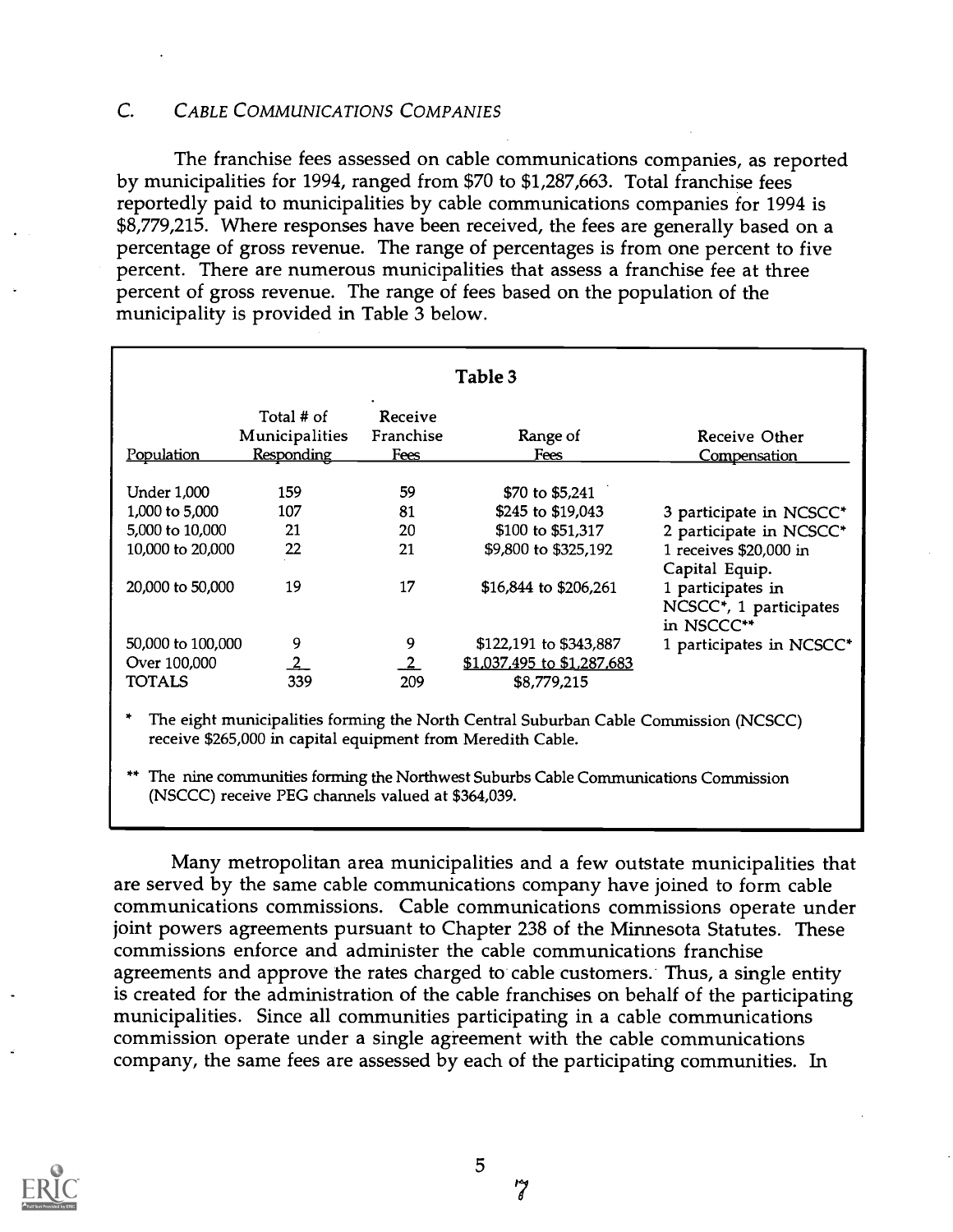### C. *Cable Communications Companies*

The franchise fees assessed on cable communications companies, as reported by municipalities for 1994, ranged from $70 to $1,287,663. Total franchise fees reportedly paid to municipalities by cable communications companies for 1994 is $8,779,215. Where responses have been received, the fees are generally based on a percentage of gross revenue. The range of percentages is from one percent to five percent. There are numerous municipalities that assess a franchise fee at three percent of gross revenue. The range of fees based on the population of the municipality is provided in Table 3 below.

**Table 3**

| Population | Total # of Municipalities Responding | Receive Franchise Fees | Range of Fees | Receive Other Compensation |
|---|---|---|---|---|
| Under 1,000 | 159 | 59 | $70 to $5,241 | |
| 1,000 to 5,000 | 107 | 81 | $245 to $19,043 | 3 participate in NCSCC* |
| 5,000 to 10,000 | 21 | 20 | $100 to $51,317 | 2 participate in NCSCC* |
| 10,000 to 20,000 | 22 | 21 | $9,800 to $325,192 | 1 receives $20,000 in Capital Equip. |
| 20,000 to 50,000 | 19 | 17 | $16,844 to $206,261 | 1 participates in NCSCC*, 1 participates in NSCCC** |
| 50,000 to 100,000 | 9 | 9 | $122,191 to $343,887 | 1 participates in NCSCC* |
| Over 100,000 | 2 | 2 | $1,037,495 to $1,287,683 | |
| TOTALS | 339 | 209 | $8,779,215 | |

\* The eight municipalities forming the North Central Suburban Cable Commission (NCSCC) receive $265,000 in capital equipment from Meredith Cable.

\*\* The nine communities forming the Northwest Suburbs Cable Communications Commission (NSCCC) receive PEG channels valued at $364,039.

Many metropolitan area municipalities and a few outstate municipalities that are served by the same cable communications company have joined to form cable communications commissions. Cable communications commissions operate under joint powers agreements pursuant to Chapter 238 of the Minnesota Statutes. These commissions enforce and administer the cable communications franchise agreements and approve the rates charged to cable customers. Thus, a single entity is created for the administration of the cable franchises on behalf of the participating municipalities. Since all communities participating in a cable communications commission operate under a single agreement with the cable communications company, the same fees are assessed by each of the participating communities. In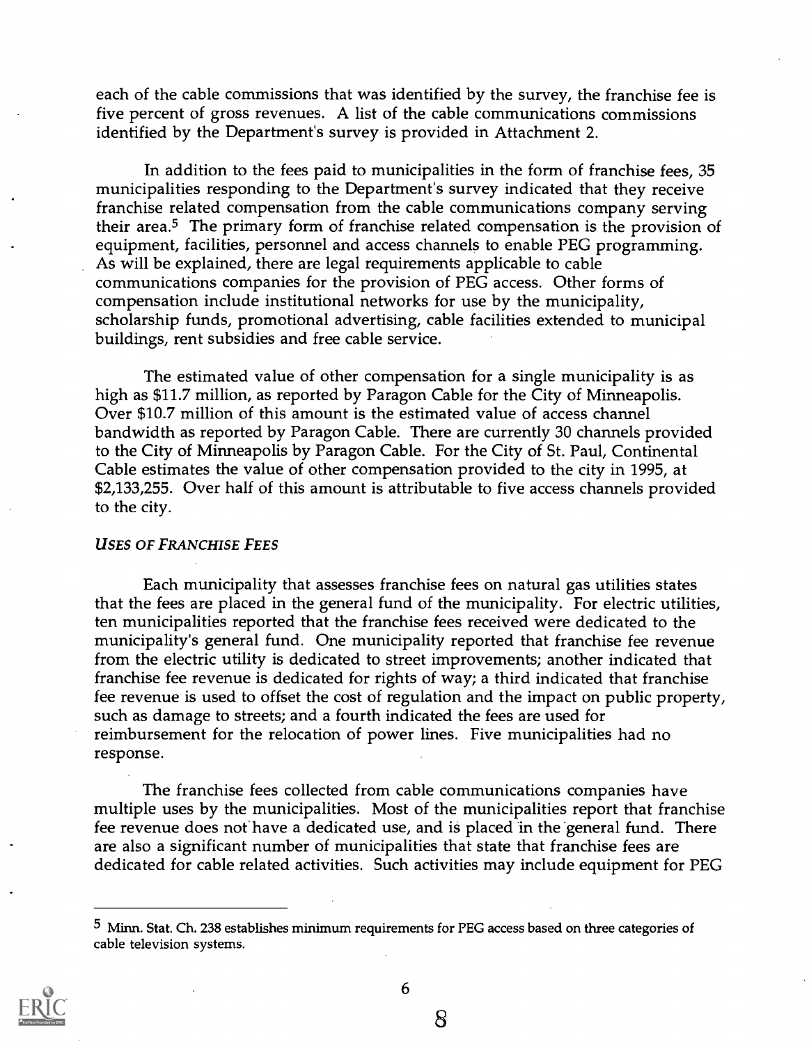each of the cable commissions that was identified by the survey, the franchise fee is five percent of gross revenues. A list of the cable communications commissions identified by the Department's survey is provided in Attachment 2.

In addition to the fees paid to municipalities in the form of franchise fees, 35 municipalities responding to the Department's survey indicated that they receive franchise related compensation from the cable communications company serving their area.[5] The primary form of franchise related compensation is the provision of equipment, facilities, personnel and access channels to enable PEG programming. As will be explained, there are legal requirements applicable to cable communications companies for the provision of PEG access. Other forms of compensation include institutional networks for use by the municipality, scholarship funds, promotional advertising, cable facilities extended to municipal buildings, rent subsidies and free cable service.

The estimated value of other compensation for a single municipality is as high as $11.7 million, as reported by Paragon Cable for the City of Minneapolis. Over $10.7 million of this amount is the estimated value of access channel bandwidth as reported by Paragon Cable. There are currently 30 channels provided to the City of Minneapolis by Paragon Cable. For the City of St. Paul, Continental Cable estimates the value of other compensation provided to the city in 1995, at $2,133,255. Over half of this amount is attributable to five access channels provided to the city.

### *USES OF FRANCHISE FEES*

Each municipality that assesses franchise fees on natural gas utilities states that the fees are placed in the general fund of the municipality. For electric utilities, ten municipalities reported that the franchise fees received were dedicated to the municipality's general fund. One municipality reported that franchise fee revenue from the electric utility is dedicated to street improvements; another indicated that franchise fee revenue is dedicated for rights of way; a third indicated that franchise fee revenue is used to offset the cost of regulation and the impact on public property, such as damage to streets; and a fourth indicated the fees are used for reimbursement for the relocation of power lines. Five municipalities had no response.

The franchise fees collected from cable communications companies have multiple uses by the municipalities. Most of the municipalities report that franchise fee revenue does not have a dedicated use, and is placed in the general fund. There are also a significant number of municipalities that state that franchise fees are dedicated for cable related activities. Such activities may include equipment for PEG

---

[5] Minn. Stat. Ch. 238 establishes minimum requirements for PEG access based on three categories of cable television systems.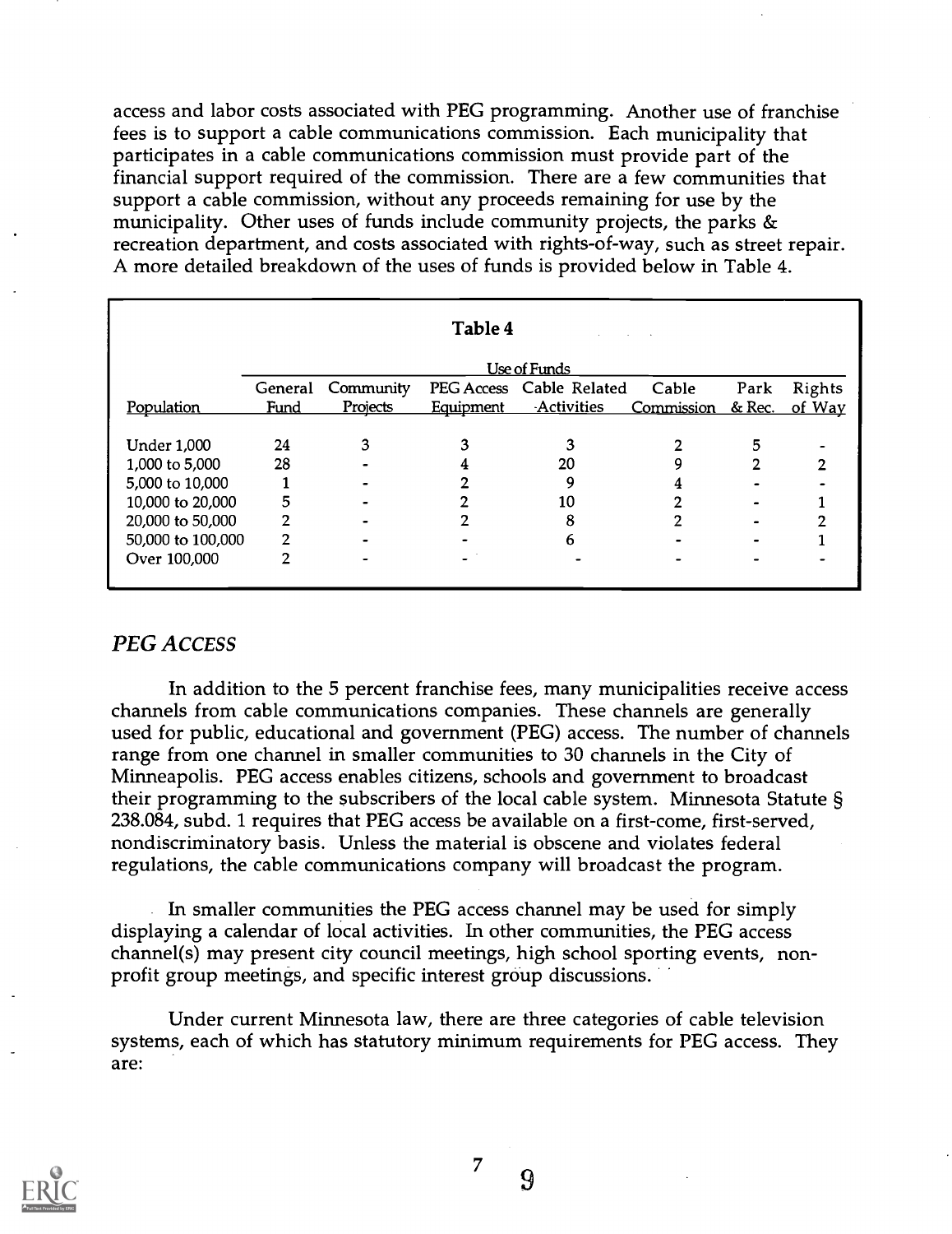access and labor costs associated with PEG programming. Another use of franchise fees is to support a cable communications commission. Each municipality that participates in a cable communications commission must provide part of the financial support required of the commission. There are a few communities that support a cable commission, without any proceeds remaining for use by the municipality. Other uses of funds include community projects, the parks & recreation department, and costs associated with rights-of-way, such as street repair. A more detailed breakdown of the uses of funds is provided below in Table 4.

**Table 4**

| | Use of Funds | | | | | | |
|---|---|---|---|---|---|---|---|
| Population | General Fund | Community Projects | PEG Access Equipment | Cable Related Activities | Cable Commission | Park & Rec. | Rights of Way |
| Under 1,000 | 24 | 3 | 3 | 3 | 2 | 5 | - |
| 1,000 to 5,000 | 28 | - | 4 | 20 | 9 | 2 | 2 |
| 5,000 to 10,000 | 1 | - | 2 | 9 | 4 | - | - |
| 10,000 to 20,000 | 5 | - | 2 | 10 | 2 | - | 1 |
| 20,000 to 50,000 | 2 | - | 2 | 8 | 2 | - | 2 |
| 50,000 to 100,000 | 2 | - | - | 6 | - | - | 1 |
| Over 100,000 | 2 | - | - | - | - | - | - |

## *PEG ACCESS*

In addition to the 5 percent franchise fees, many municipalities receive access channels from cable communications companies. These channels are generally used for public, educational and government (PEG) access. The number of channels range from one channel in smaller communities to 30 channels in the City of Minneapolis. PEG access enables citizens, schools and government to broadcast their programming to the subscribers of the local cable system. Minnesota Statute § 238.084, subd. 1 requires that PEG access be available on a first-come, first-served, nondiscriminatory basis. Unless the material is obscene and violates federal regulations, the cable communications company will broadcast the program.

In smaller communities the PEG access channel may be used for simply displaying a calendar of local activities. In other communities, the PEG access channel(s) may present city council meetings, high school sporting events, non-profit group meetings, and specific interest group discussions.

Under current Minnesota law, there are three categories of cable television systems, each of which has statutory minimum requirements for PEG access. They are: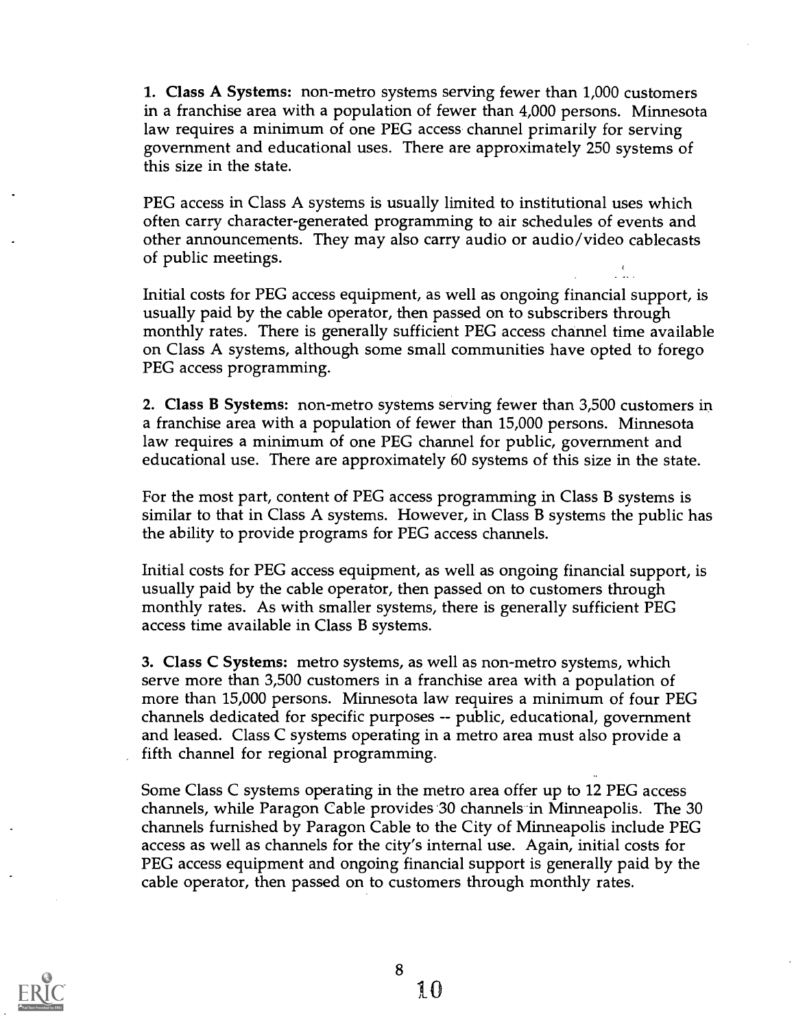**1. Class A Systems:** non-metro systems serving fewer than 1,000 customers in a franchise area with a population of fewer than 4,000 persons. Minnesota law requires a minimum of one PEG access channel primarily for serving government and educational uses. There are approximately 250 systems of this size in the state.

PEG access in Class A systems is usually limited to institutional uses which often carry character-generated programming to air schedules of events and other announcements. They may also carry audio or audio/video cablecasts of public meetings.

Initial costs for PEG access equipment, as well as ongoing financial support, is usually paid by the cable operator, then passed on to subscribers through monthly rates. There is generally sufficient PEG access channel time available on Class A systems, although some small communities have opted to forego PEG access programming.

**2. Class B Systems:** non-metro systems serving fewer than 3,500 customers in a franchise area with a population of fewer than 15,000 persons. Minnesota law requires a minimum of one PEG channel for public, government and educational use. There are approximately 60 systems of this size in the state.

For the most part, content of PEG access programming in Class B systems is similar to that in Class A systems. However, in Class B systems the public has the ability to provide programs for PEG access channels.

Initial costs for PEG access equipment, as well as ongoing financial support, is usually paid by the cable operator, then passed on to customers through monthly rates. As with smaller systems, there is generally sufficient PEG access time available in Class B systems.

**3. Class C Systems:** metro systems, as well as non-metro systems, which serve more than 3,500 customers in a franchise area with a population of more than 15,000 persons. Minnesota law requires a minimum of four PEG channels dedicated for specific purposes -- public, educational, government and leased. Class C systems operating in a metro area must also provide a fifth channel for regional programming.

Some Class C systems operating in the metro area offer up to 12 PEG access channels, while Paragon Cable provides 30 channels in Minneapolis. The 30 channels furnished by Paragon Cable to the City of Minneapolis include PEG access as well as channels for the city's internal use. Again, initial costs for PEG access equipment and ongoing financial support is generally paid by the cable operator, then passed on to customers through monthly rates.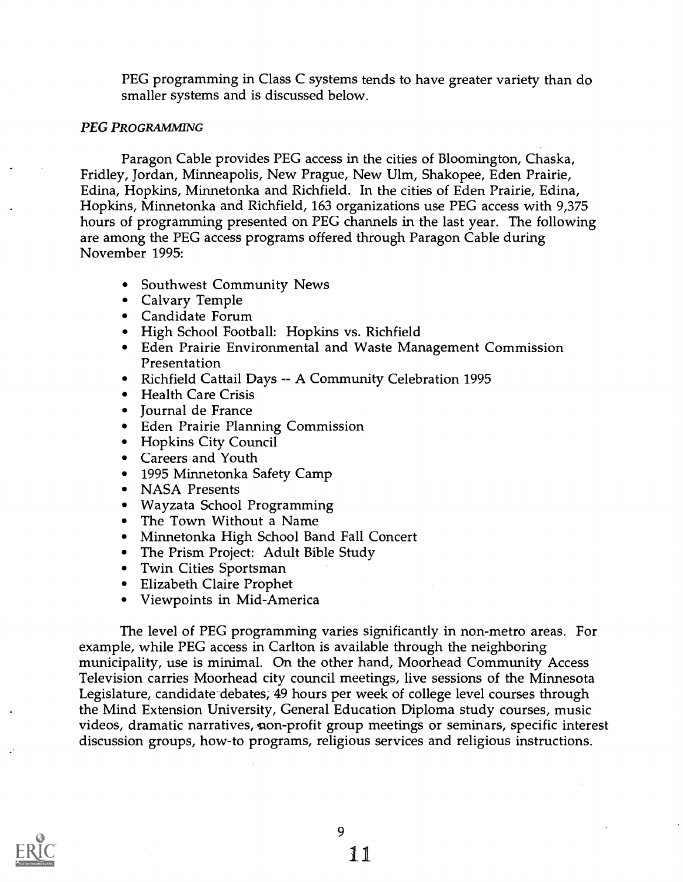PEG programming in Class C systems tends to have greater variety than do smaller systems and is discussed below.

### *PEG Programming*

Paragon Cable provides PEG access in the cities of Bloomington, Chaska, Fridley, Jordan, Minneapolis, New Prague, New Ulm, Shakopee, Eden Prairie, Edina, Hopkins, Minnetonka and Richfield. In the cities of Eden Prairie, Edina, Hopkins, Minnetonka and Richfield, 163 organizations use PEG access with 9,375 hours of programming presented on PEG channels in the last year. The following are among the PEG access programs offered through Paragon Cable during November 1995:

- Southwest Community News
- Calvary Temple
- Candidate Forum
- High School Football: Hopkins vs. Richfield
- Eden Prairie Environmental and Waste Management Commission Presentation
- Richfield Cattail Days -- A Community Celebration 1995
- Health Care Crisis
- Journal de France
- Eden Prairie Planning Commission
- Hopkins City Council
- Careers and Youth
- 1995 Minnetonka Safety Camp
- NASA Presents
- Wayzata School Programming
- The Town Without a Name
- Minnetonka High School Band Fall Concert
- The Prism Project: Adult Bible Study
- Twin Cities Sportsman
- Elizabeth Claire Prophet
- Viewpoints in Mid-America

The level of PEG programming varies significantly in non-metro areas. For example, while PEG access in Carlton is available through the neighboring municipality, use is minimal. On the other hand, Moorhead Community Access Television carries Moorhead city council meetings, live sessions of the Minnesota Legislature, candidate debates, 49 hours per week of college level courses through the Mind Extension University, General Education Diploma study courses, music videos, dramatic narratives, non-profit group meetings or seminars, specific interest discussion groups, how-to programs, religious services and religious instructions.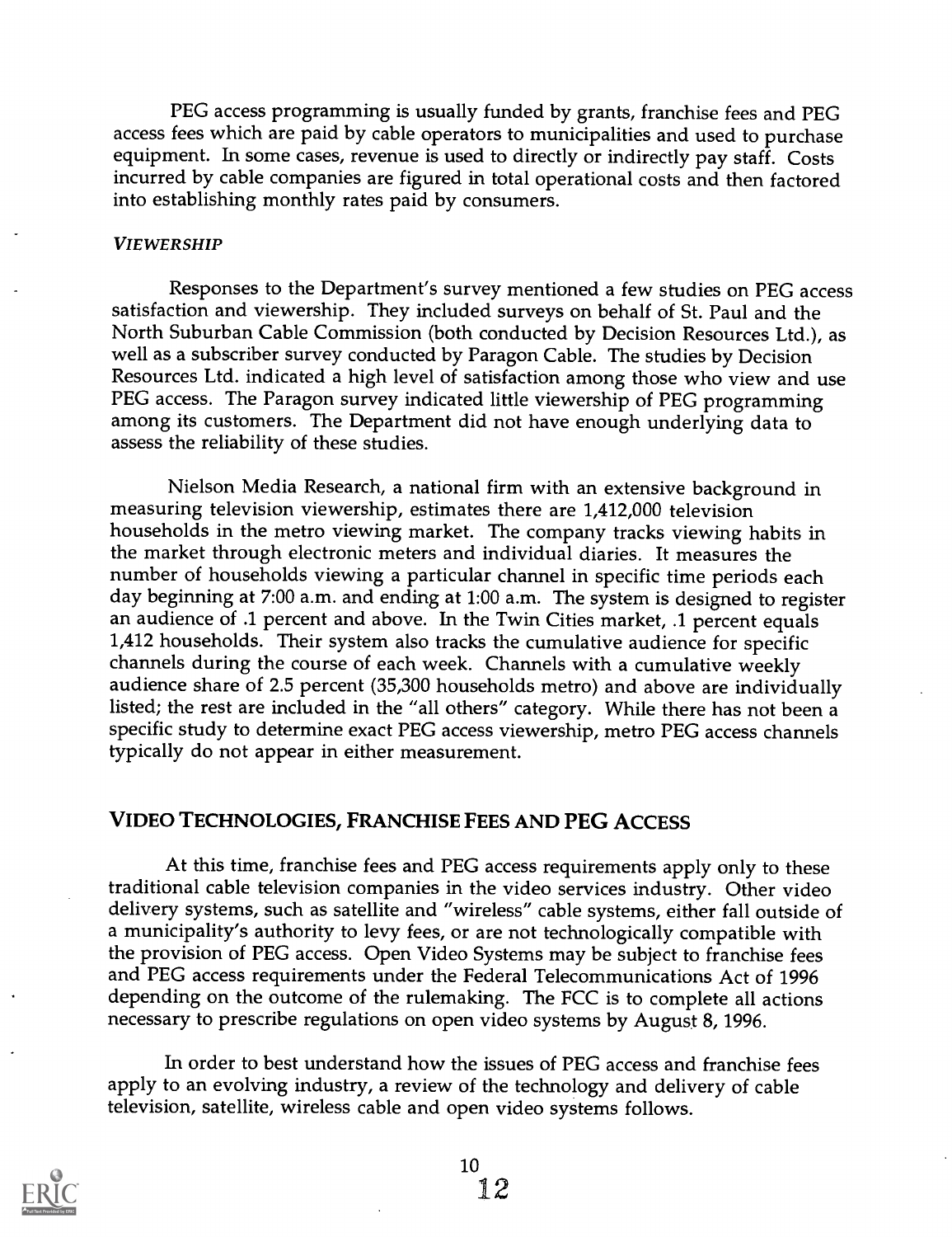PEG access programming is usually funded by grants, franchise fees and PEG access fees which are paid by cable operators to municipalities and used to purchase equipment. In some cases, revenue is used to directly or indirectly pay staff. Costs incurred by cable companies are figured in total operational costs and then factored into establishing monthly rates paid by consumers.

### *VIEWERSHIP*

Responses to the Department's survey mentioned a few studies on PEG access satisfaction and viewership. They included surveys on behalf of St. Paul and the North Suburban Cable Commission (both conducted by Decision Resources Ltd.), as well as a subscriber survey conducted by Paragon Cable. The studies by Decision Resources Ltd. indicated a high level of satisfaction among those who view and use PEG access. The Paragon survey indicated little viewership of PEG programming among its customers. The Department did not have enough underlying data to assess the reliability of these studies.

Nielson Media Research, a national firm with an extensive background in measuring television viewership, estimates there are 1,412,000 television households in the metro viewing market. The company tracks viewing habits in the market through electronic meters and individual diaries. It measures the number of households viewing a particular channel in specific time periods each day beginning at 7:00 a.m. and ending at 1:00 a.m. The system is designed to register an audience of .1 percent and above. In the Twin Cities market, .1 percent equals 1,412 households. Their system also tracks the cumulative audience for specific channels during the course of each week. Channels with a cumulative weekly audience share of 2.5 percent (35,300 households metro) and above are individually listed; the rest are included in the "all others" category. While there has not been a specific study to determine exact PEG access viewership, metro PEG access channels typically do not appear in either measurement.

## VIDEO TECHNOLOGIES, FRANCHISE FEES AND PEG ACCESS

At this time, franchise fees and PEG access requirements apply only to these traditional cable television companies in the video services industry. Other video delivery systems, such as satellite and "wireless" cable systems, either fall outside of a municipality's authority to levy fees, or are not technologically compatible with the provision of PEG access. Open Video Systems may be subject to franchise fees and PEG access requirements under the Federal Telecommunications Act of 1996 depending on the outcome of the rulemaking. The FCC is to complete all actions necessary to prescribe regulations on open video systems by August 8, 1996.

In order to best understand how the issues of PEG access and franchise fees apply to an evolving industry, a review of the technology and delivery of cable television, satellite, wireless cable and open video systems follows.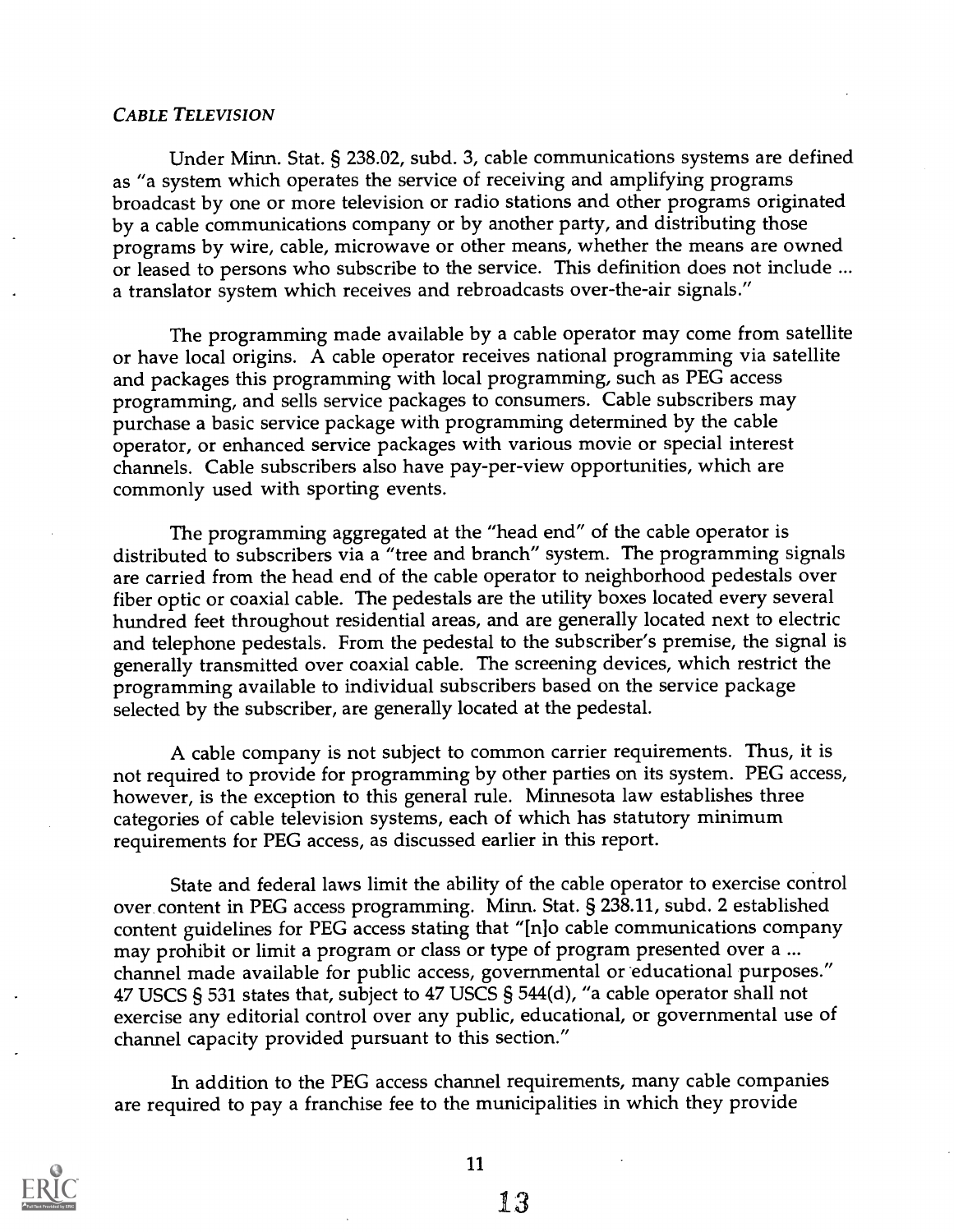*CABLE TELEVISION*

Under Minn. Stat. § 238.02, subd. 3, cable communications systems are defined as "a system which operates the service of receiving and amplifying programs broadcast by one or more television or radio stations and other programs originated by a cable communications company or by another party, and distributing those programs by wire, cable, microwave or other means, whether the means are owned or leased to persons who subscribe to the service. This definition does not include ... a translator system which receives and rebroadcasts over-the-air signals."

The programming made available by a cable operator may come from satellite or have local origins. A cable operator receives national programming via satellite and packages this programming with local programming, such as PEG access programming, and sells service packages to consumers. Cable subscribers may purchase a basic service package with programming determined by the cable operator, or enhanced service packages with various movie or special interest channels. Cable subscribers also have pay-per-view opportunities, which are commonly used with sporting events.

The programming aggregated at the "head end" of the cable operator is distributed to subscribers via a "tree and branch" system. The programming signals are carried from the head end of the cable operator to neighborhood pedestals over fiber optic or coaxial cable. The pedestals are the utility boxes located every several hundred feet throughout residential areas, and are generally located next to electric and telephone pedestals. From the pedestal to the subscriber's premise, the signal is generally transmitted over coaxial cable. The screening devices, which restrict the programming available to individual subscribers based on the service package selected by the subscriber, are generally located at the pedestal.

A cable company is not subject to common carrier requirements. Thus, it is not required to provide for programming by other parties on its system. PEG access, however, is the exception to this general rule. Minnesota law establishes three categories of cable television systems, each of which has statutory minimum requirements for PEG access, as discussed earlier in this report.

State and federal laws limit the ability of the cable operator to exercise control over content in PEG access programming. Minn. Stat. § 238.11, subd. 2 established content guidelines for PEG access stating that "[n]o cable communications company may prohibit or limit a program or class or type of program presented over a ... channel made available for public access, governmental or educational purposes." 47 USCS § 531 states that, subject to 47 USCS § 544(d), "a cable operator shall not exercise any editorial control over any public, educational, or governmental use of channel capacity provided pursuant to this section."

In addition to the PEG access channel requirements, many cable companies are required to pay a franchise fee to the municipalities in which they provide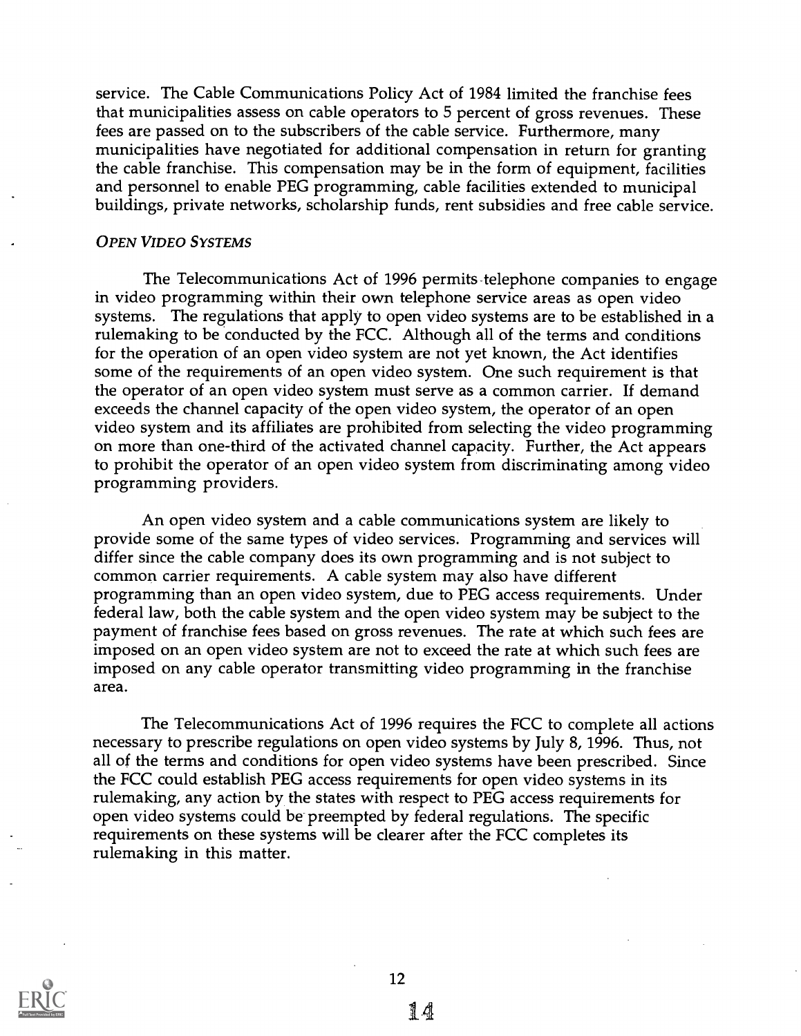service. The Cable Communications Policy Act of 1984 limited the franchise fees that municipalities assess on cable operators to 5 percent of gross revenues. These fees are passed on to the subscribers of the cable service. Furthermore, many municipalities have negotiated for additional compensation in return for granting the cable franchise. This compensation may be in the form of equipment, facilities and personnel to enable PEG programming, cable facilities extended to municipal buildings, private networks, scholarship funds, rent subsidies and free cable service.

*OPEN VIDEO SYSTEMS*

The Telecommunications Act of 1996 permits telephone companies to engage in video programming within their own telephone service areas as open video systems. The regulations that apply to open video systems are to be established in a rulemaking to be conducted by the FCC. Although all of the terms and conditions for the operation of an open video system are not yet known, the Act identifies some of the requirements of an open video system. One such requirement is that the operator of an open video system must serve as a common carrier. If demand exceeds the channel capacity of the open video system, the operator of an open video system and its affiliates are prohibited from selecting the video programming on more than one-third of the activated channel capacity. Further, the Act appears to prohibit the operator of an open video system from discriminating among video programming providers.

An open video system and a cable communications system are likely to provide some of the same types of video services. Programming and services will differ since the cable company does its own programming and is not subject to common carrier requirements. A cable system may also have different programming than an open video system, due to PEG access requirements. Under federal law, both the cable system and the open video system may be subject to the payment of franchise fees based on gross revenues. The rate at which such fees are imposed on an open video system are not to exceed the rate at which such fees are imposed on any cable operator transmitting video programming in the franchise area.

The Telecommunications Act of 1996 requires the FCC to complete all actions necessary to prescribe regulations on open video systems by July 8, 1996. Thus, not all of the terms and conditions for open video systems have been prescribed. Since the FCC could establish PEG access requirements for open video systems in its rulemaking, any action by the states with respect to PEG access requirements for open video systems could be preempted by federal regulations. The specific requirements on these systems will be clearer after the FCC completes its rulemaking in this matter.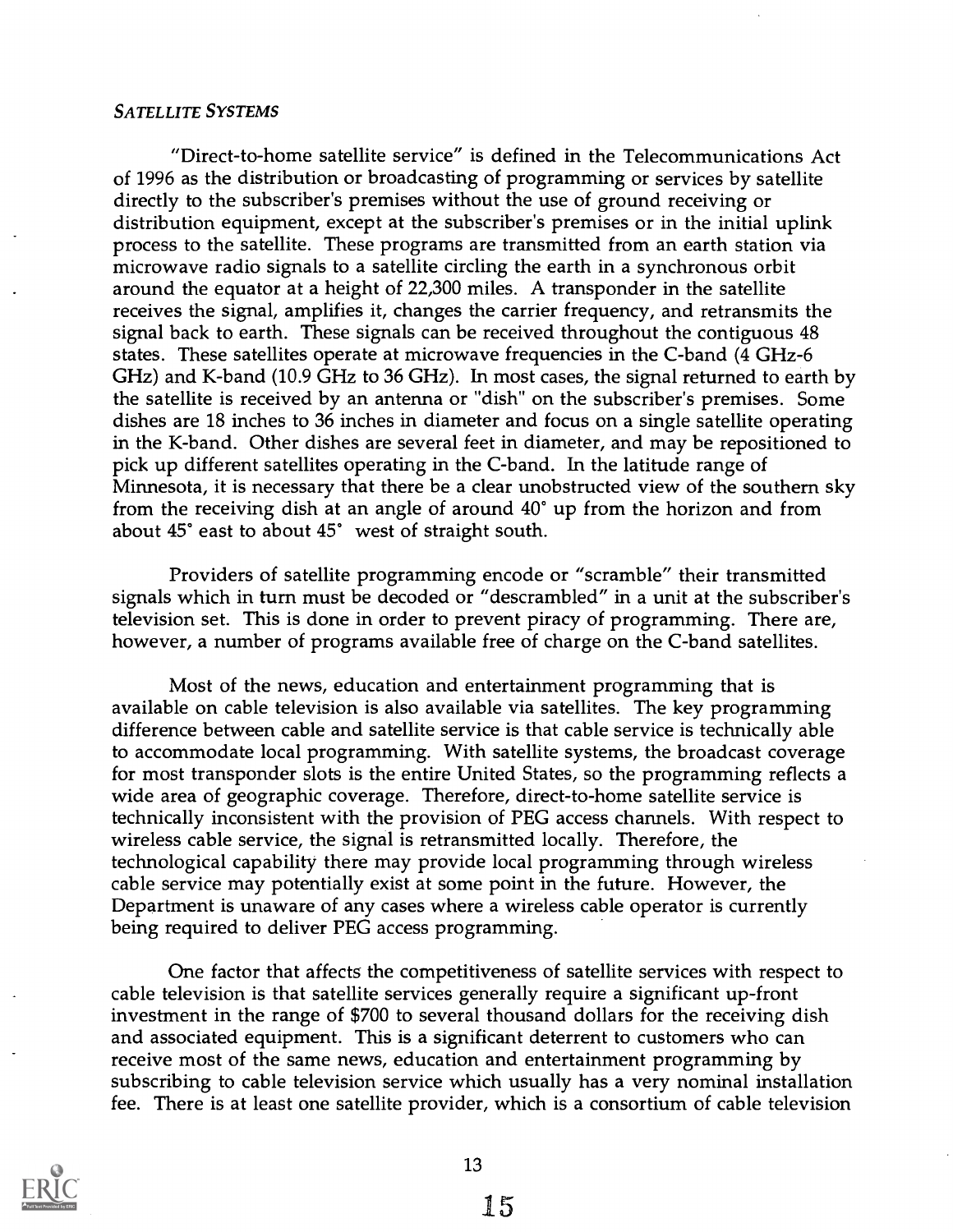### *SATELLITE SYSTEMS*

"Direct-to-home satellite service" is defined in the Telecommunications Act of 1996 as the distribution or broadcasting of programming or services by satellite directly to the subscriber's premises without the use of ground receiving or distribution equipment, except at the subscriber's premises or in the initial uplink process to the satellite. These programs are transmitted from an earth station via microwave radio signals to a satellite circling the earth in a synchronous orbit around the equator at a height of 22,300 miles. A transponder in the satellite receives the signal, amplifies it, changes the carrier frequency, and retransmits the signal back to earth. These signals can be received throughout the contiguous 48 states. These satellites operate at microwave frequencies in the C-band (4 GHz-6 GHz) and K-band (10.9 GHz to 36 GHz). In most cases, the signal returned to earth by the satellite is received by an antenna or "dish" on the subscriber's premises. Some dishes are 18 inches to 36 inches in diameter and focus on a single satellite operating in the K-band. Other dishes are several feet in diameter, and may be repositioned to pick up different satellites operating in the C-band. In the latitude range of Minnesota, it is necessary that there be a clear unobstructed view of the southern sky from the receiving dish at an angle of around 40° up from the horizon and from about 45° east to about 45° west of straight south.

Providers of satellite programming encode or "scramble" their transmitted signals which in turn must be decoded or "descrambled" in a unit at the subscriber's television set. This is done in order to prevent piracy of programming. There are, however, a number of programs available free of charge on the C-band satellites.

Most of the news, education and entertainment programming that is available on cable television is also available via satellites. The key programming difference between cable and satellite service is that cable service is technically able to accommodate local programming. With satellite systems, the broadcast coverage for most transponder slots is the entire United States, so the programming reflects a wide area of geographic coverage. Therefore, direct-to-home satellite service is technically inconsistent with the provision of PEG access channels. With respect to wireless cable service, the signal is retransmitted locally. Therefore, the technological capability there may provide local programming through wireless cable service may potentially exist at some point in the future. However, the Department is unaware of any cases where a wireless cable operator is currently being required to deliver PEG access programming.

One factor that affects the competitiveness of satellite services with respect to cable television is that satellite services generally require a significant up-front investment in the range of $700 to several thousand dollars for the receiving dish and associated equipment. This is a significant deterrent to customers who can receive most of the same news, education and entertainment programming by subscribing to cable television service which usually has a very nominal installation fee. There is at least one satellite provider, which is a consortium of cable television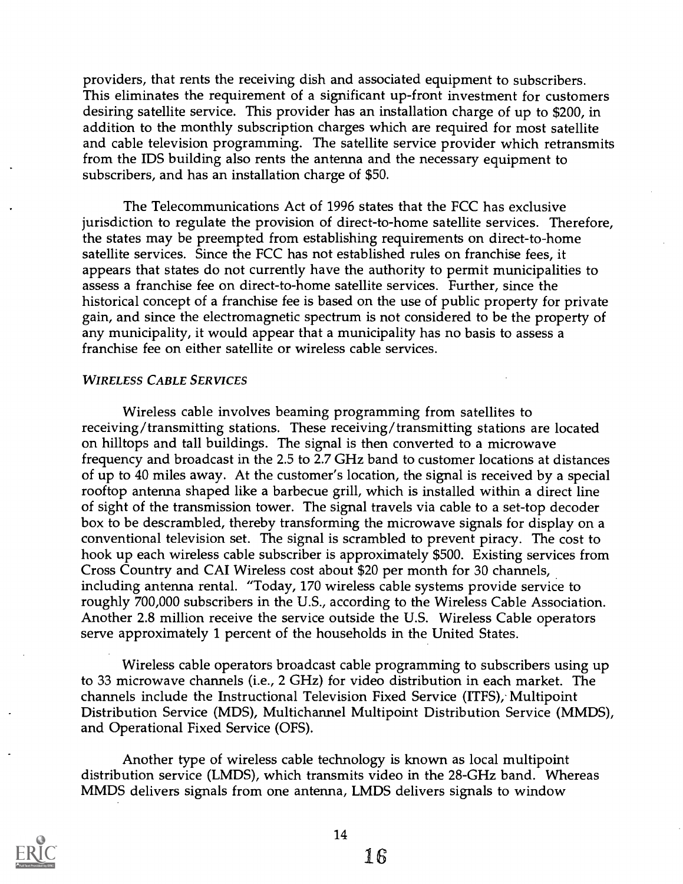providers, that rents the receiving dish and associated equipment to subscribers. This eliminates the requirement of a significant up-front investment for customers desiring satellite service. This provider has an installation charge of up to $200, in addition to the monthly subscription charges which are required for most satellite and cable television programming. The satellite service provider which retransmits from the IDS building also rents the antenna and the necessary equipment to subscribers, and has an installation charge of $50.

The Telecommunications Act of 1996 states that the FCC has exclusive jurisdiction to regulate the provision of direct-to-home satellite services. Therefore, the states may be preempted from establishing requirements on direct-to-home satellite services. Since the FCC has not established rules on franchise fees, it appears that states do not currently have the authority to permit municipalities to assess a franchise fee on direct-to-home satellite services. Further, since the historical concept of a franchise fee is based on the use of public property for private gain, and since the electromagnetic spectrum is not considered to be the property of any municipality, it would appear that a municipality has no basis to assess a franchise fee on either satellite or wireless cable services.

### *WIRELESS CABLE SERVICES*

Wireless cable involves beaming programming from satellites to receiving/transmitting stations. These receiving/transmitting stations are located on hilltops and tall buildings. The signal is then converted to a microwave frequency and broadcast in the 2.5 to 2.7 GHz band to customer locations at distances of up to 40 miles away. At the customer's location, the signal is received by a special rooftop antenna shaped like a barbecue grill, which is installed within a direct line of sight of the transmission tower. The signal travels via cable to a set-top decoder box to be descrambled, thereby transforming the microwave signals for display on a conventional television set. The signal is scrambled to prevent piracy. The cost to hook up each wireless cable subscriber is approximately $500. Existing services from Cross Country and CAI Wireless cost about $20 per month for 30 channels, including antenna rental. "Today, 170 wireless cable systems provide service to roughly 700,000 subscribers in the U.S., according to the Wireless Cable Association. Another 2.8 million receive the service outside the U.S. Wireless Cable operators serve approximately 1 percent of the households in the United States.

Wireless cable operators broadcast cable programming to subscribers using up to 33 microwave channels (i.e., 2 GHz) for video distribution in each market. The channels include the Instructional Television Fixed Service (ITFS), Multipoint Distribution Service (MDS), Multichannel Multipoint Distribution Service (MMDS), and Operational Fixed Service (OFS).

Another type of wireless cable technology is known as local multipoint distribution service (LMDS), which transmits video in the 28-GHz band. Whereas MMDS delivers signals from one antenna, LMDS delivers signals to window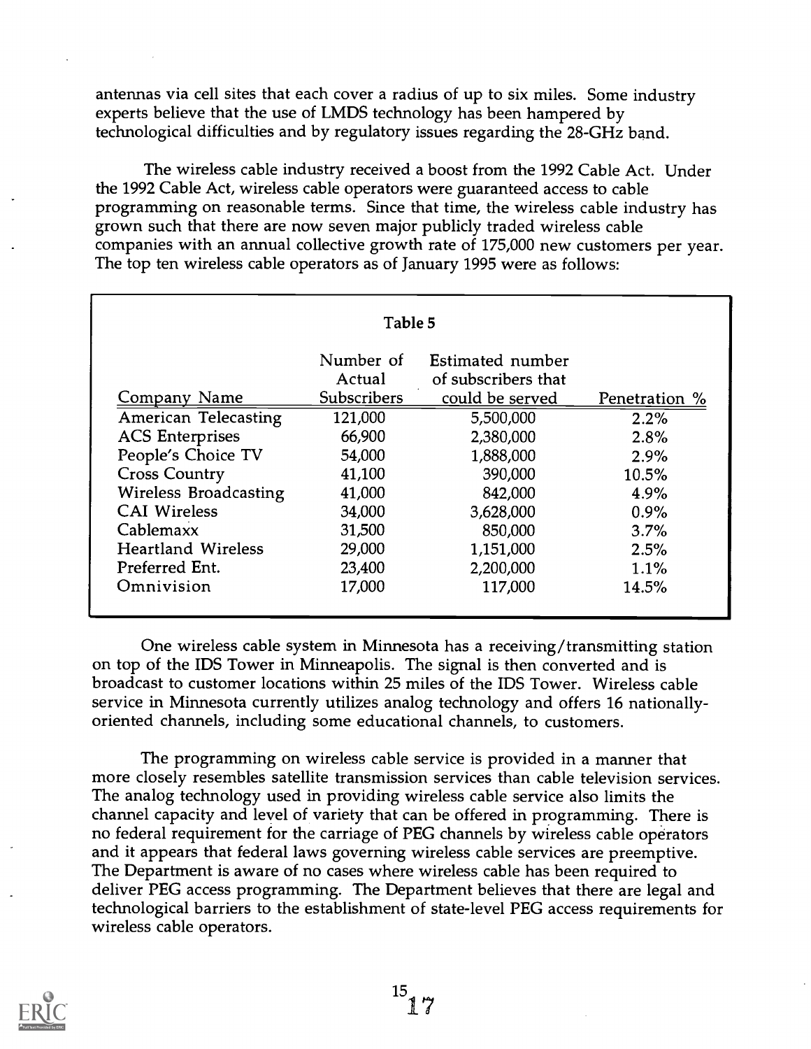antennas via cell sites that each cover a radius of up to six miles. Some industry experts believe that the use of LMDS technology has been hampered by technological difficulties and by regulatory issues regarding the 28-GHz band.

The wireless cable industry received a boost from the 1992 Cable Act. Under the 1992 Cable Act, wireless cable operators were guaranteed access to cable programming on reasonable terms. Since that time, the wireless cable industry has grown such that there are now seven major publicly traded wireless cable companies with an annual collective growth rate of 175,000 new customers per year. The top ten wireless cable operators as of January 1995 were as follows:

Table 5

| Company Name | Number of Actual Subscribers | Estimated number of subscribers that could be served | Penetration % |
|---|---|---|---|
| American Telecasting | 121,000 | 5,500,000 | 2.2% |
| ACS Enterprises | 66,900 | 2,380,000 | 2.8% |
| People's Choice TV | 54,000 | 1,888,000 | 2.9% |
| Cross Country | 41,100 | 390,000 | 10.5% |
| Wireless Broadcasting | 41,000 | 842,000 | 4.9% |
| CAI Wireless | 34,000 | 3,628,000 | 0.9% |
| Cablemaxx | 31,500 | 850,000 | 3.7% |
| Heartland Wireless | 29,000 | 1,151,000 | 2.5% |
| Preferred Ent. | 23,400 | 2,200,000 | 1.1% |
| Omnivision | 17,000 | 117,000 | 14.5% |

One wireless cable system in Minnesota has a receiving/transmitting station on top of the IDS Tower in Minneapolis. The signal is then converted and is broadcast to customer locations within 25 miles of the IDS Tower. Wireless cable service in Minnesota currently utilizes analog technology and offers 16 nationally-oriented channels, including some educational channels, to customers.

The programming on wireless cable service is provided in a manner that more closely resembles satellite transmission services than cable television services. The analog technology used in providing wireless cable service also limits the channel capacity and level of variety that can be offered in programming. There is no federal requirement for the carriage of PEG channels by wireless cable operators and it appears that federal laws governing wireless cable services are preemptive. The Department is aware of no cases where wireless cable has been required to deliver PEG access programming. The Department believes that there are legal and technological barriers to the establishment of state-level PEG access requirements for wireless cable operators.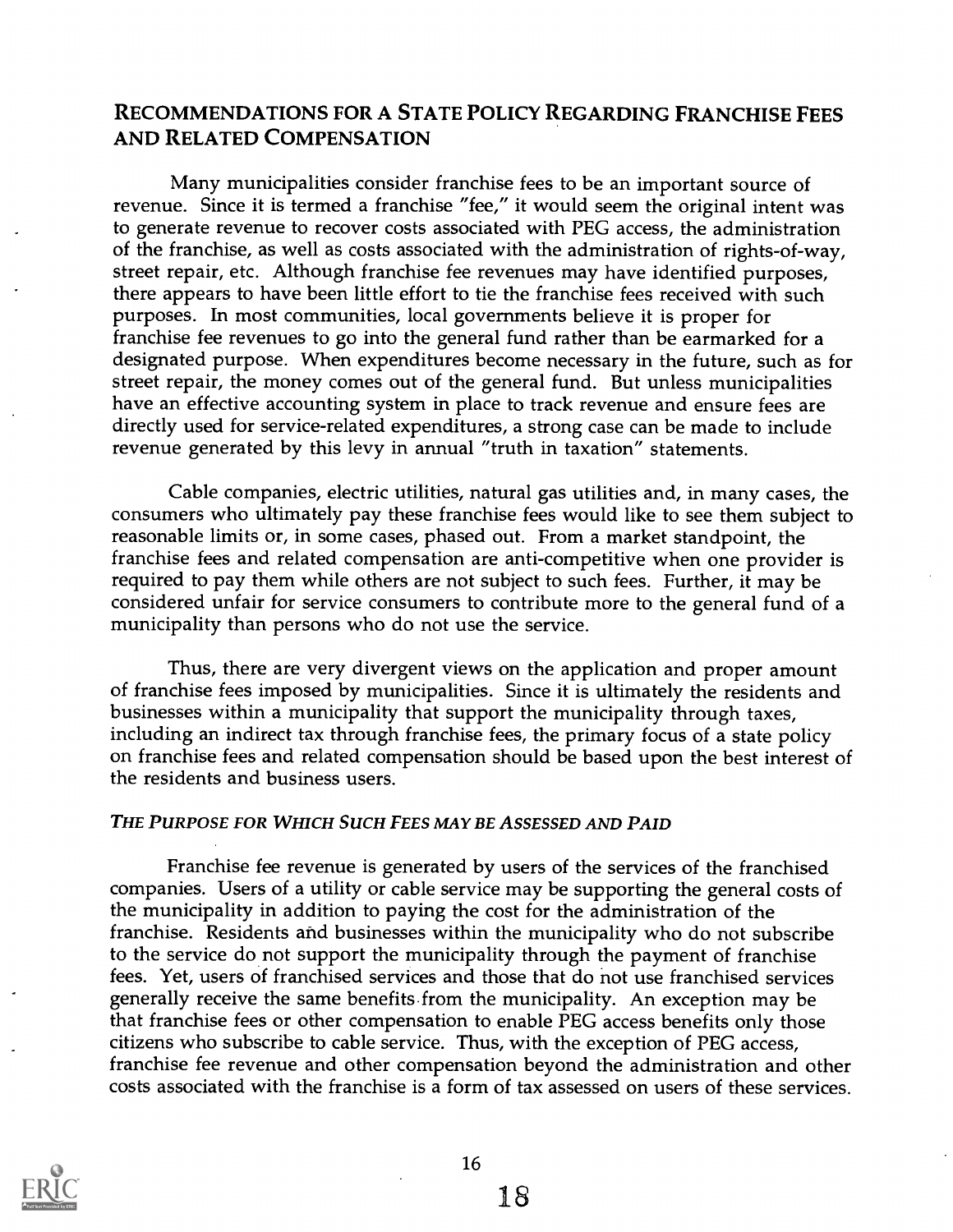## RECOMMENDATIONS FOR A STATE POLICY REGARDING FRANCHISE FEES AND RELATED COMPENSATION

Many municipalities consider franchise fees to be an important source of revenue. Since it is termed a franchise "fee," it would seem the original intent was to generate revenue to recover costs associated with PEG access, the administration of the franchise, as well as costs associated with the administration of rights-of-way, street repair, etc. Although franchise fee revenues may have identified purposes, there appears to have been little effort to tie the franchise fees received with such purposes. In most communities, local governments believe it is proper for franchise fee revenues to go into the general fund rather than be earmarked for a designated purpose. When expenditures become necessary in the future, such as for street repair, the money comes out of the general fund. But unless municipalities have an effective accounting system in place to track revenue and ensure fees are directly used for service-related expenditures, a strong case can be made to include revenue generated by this levy in annual "truth in taxation" statements.

Cable companies, electric utilities, natural gas utilities and, in many cases, the consumers who ultimately pay these franchise fees would like to see them subject to reasonable limits or, in some cases, phased out. From a market standpoint, the franchise fees and related compensation are anti-competitive when one provider is required to pay them while others are not subject to such fees. Further, it may be considered unfair for service consumers to contribute more to the general fund of a municipality than persons who do not use the service.

Thus, there are very divergent views on the application and proper amount of franchise fees imposed by municipalities. Since it is ultimately the residents and businesses within a municipality that support the municipality through taxes, including an indirect tax through franchise fees, the primary focus of a state policy on franchise fees and related compensation should be based upon the best interest of the residents and business users.

### *THE PURPOSE FOR WHICH SUCH FEES MAY BE ASSESSED AND PAID*

Franchise fee revenue is generated by users of the services of the franchised companies. Users of a utility or cable service may be supporting the general costs of the municipality in addition to paying the cost for the administration of the franchise. Residents and businesses within the municipality who do not subscribe to the service do not support the municipality through the payment of franchise fees. Yet, users of franchised services and those that do not use franchised services generally receive the same benefits from the municipality. An exception may be that franchise fees or other compensation to enable PEG access benefits only those citizens who subscribe to cable service. Thus, with the exception of PEG access, franchise fee revenue and other compensation beyond the administration and other costs associated with the franchise is a form of tax assessed on users of these services.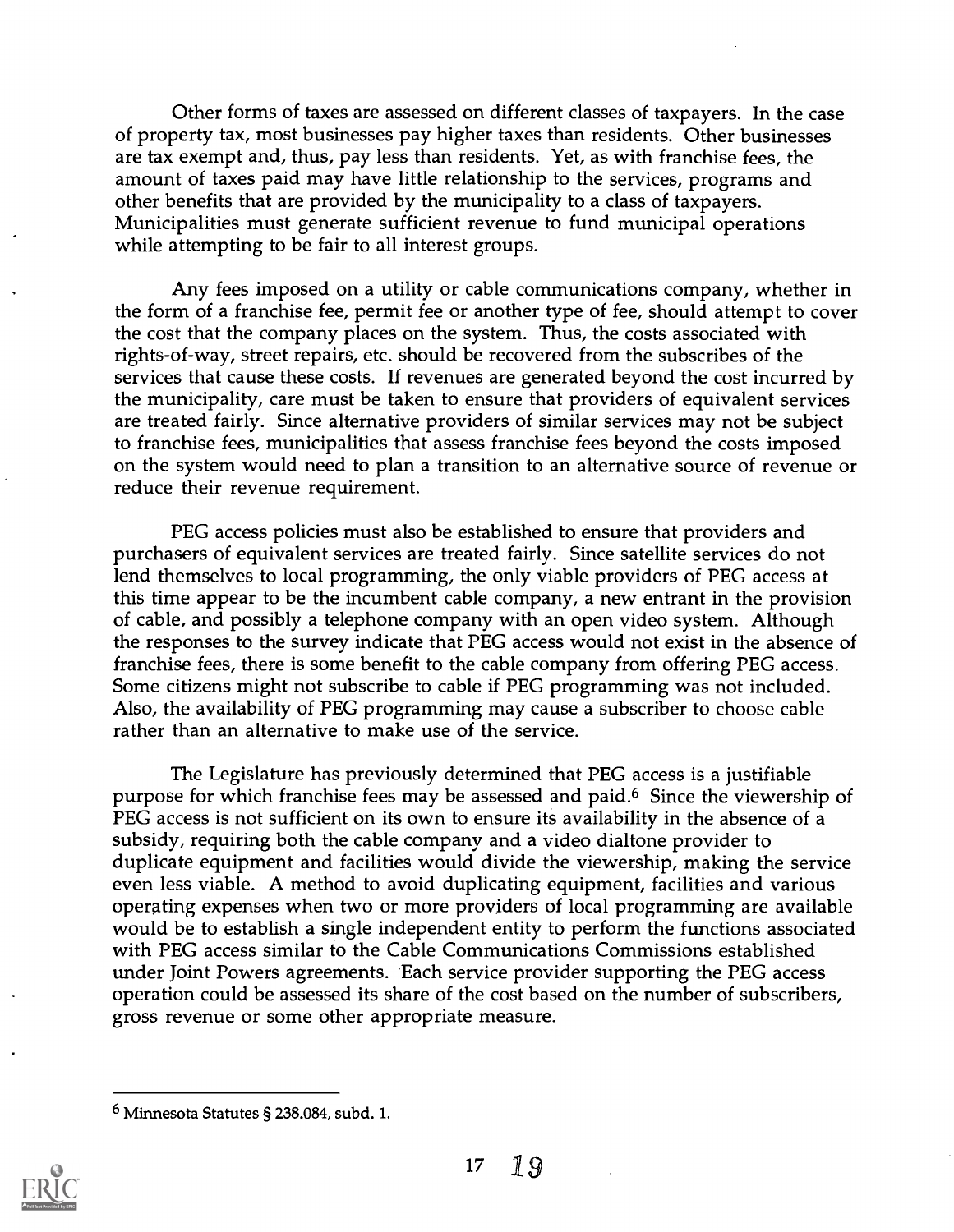Other forms of taxes are assessed on different classes of taxpayers. In the case of property tax, most businesses pay higher taxes than residents. Other businesses are tax exempt and, thus, pay less than residents. Yet, as with franchise fees, the amount of taxes paid may have little relationship to the services, programs and other benefits that are provided by the municipality to a class of taxpayers. Municipalities must generate sufficient revenue to fund municipal operations while attempting to be fair to all interest groups.

Any fees imposed on a utility or cable communications company, whether in the form of a franchise fee, permit fee or another type of fee, should attempt to cover the cost that the company places on the system. Thus, the costs associated with rights-of-way, street repairs, etc. should be recovered from the subscribes of the services that cause these costs. If revenues are generated beyond the cost incurred by the municipality, care must be taken to ensure that providers of equivalent services are treated fairly. Since alternative providers of similar services may not be subject to franchise fees, municipalities that assess franchise fees beyond the costs imposed on the system would need to plan a transition to an alternative source of revenue or reduce their revenue requirement.

PEG access policies must also be established to ensure that providers and purchasers of equivalent services are treated fairly. Since satellite services do not lend themselves to local programming, the only viable providers of PEG access at this time appear to be the incumbent cable company, a new entrant in the provision of cable, and possibly a telephone company with an open video system. Although the responses to the survey indicate that PEG access would not exist in the absence of franchise fees, there is some benefit to the cable company from offering PEG access. Some citizens might not subscribe to cable if PEG programming was not included. Also, the availability of PEG programming may cause a subscriber to choose cable rather than an alternative to make use of the service.

The Legislature has previously determined that PEG access is a justifiable purpose for which franchise fees may be assessed and paid.[6] Since the viewership of PEG access is not sufficient on its own to ensure its availability in the absence of a subsidy, requiring both the cable company and a video dialtone provider to duplicate equipment and facilities would divide the viewership, making the service even less viable. A method to avoid duplicating equipment, facilities and various operating expenses when two or more providers of local programming are available would be to establish a single independent entity to perform the functions associated with PEG access similar to the Cable Communications Commissions established under Joint Powers agreements. Each service provider supporting the PEG access operation could be assessed its share of the cost based on the number of subscribers, gross revenue or some other appropriate measure.

---

[6] Minnesota Statutes § 238.084, subd. 1.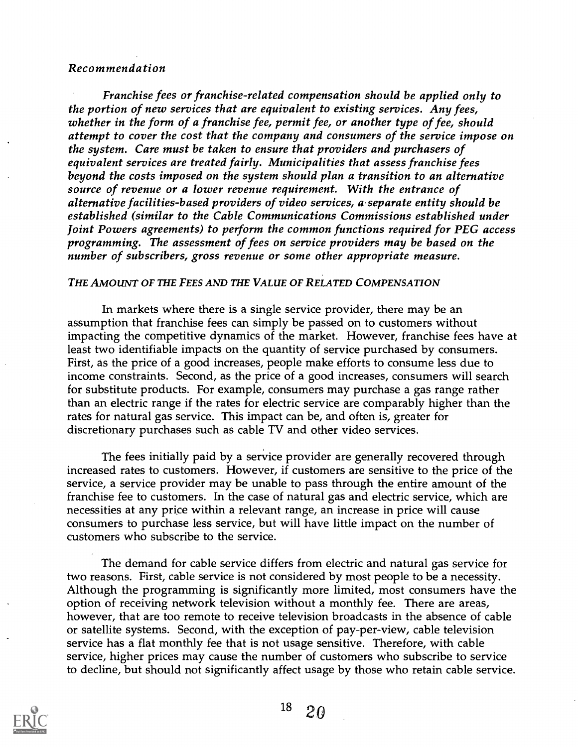*Recommendation*

*Franchise fees or franchise-related compensation should be applied only to the portion of new services that are equivalent to existing services. Any fees, whether in the form of a franchise fee, permit fee, or another type of fee, should attempt to cover the cost that the company and consumers of the service impose on the system. Care must be taken to ensure that providers and purchasers of equivalent services are treated fairly. Municipalities that assess franchise fees beyond the costs imposed on the system should plan a transition to an alternative source of revenue or a lower revenue requirement. With the entrance of alternative facilities-based providers of video services, a separate entity should be established (similar to the Cable Communications Commissions established under Joint Powers agreements) to perform the common functions required for PEG access programming. The assessment of fees on service providers may be based on the number of subscribers, gross revenue or some other appropriate measure.*

### THE AMOUNT OF THE FEES AND THE VALUE OF RELATED COMPENSATION

In markets where there is a single service provider, there may be an assumption that franchise fees can simply be passed on to customers without impacting the competitive dynamics of the market. However, franchise fees have at least two identifiable impacts on the quantity of service purchased by consumers. First, as the price of a good increases, people make efforts to consume less due to income constraints. Second, as the price of a good increases, consumers will search for substitute products. For example, consumers may purchase a gas range rather than an electric range if the rates for electric service are comparably higher than the rates for natural gas service. This impact can be, and often is, greater for discretionary purchases such as cable TV and other video services.

The fees initially paid by a service provider are generally recovered through increased rates to customers. However, if customers are sensitive to the price of the service, a service provider may be unable to pass through the entire amount of the franchise fee to customers. In the case of natural gas and electric service, which are necessities at any price within a relevant range, an increase in price will cause consumers to purchase less service, but will have little impact on the number of customers who subscribe to the service.

The demand for cable service differs from electric and natural gas service for two reasons. First, cable service is not considered by most people to be a necessity. Although the programming is significantly more limited, most consumers have the option of receiving network television without a monthly fee. There are areas, however, that are too remote to receive television broadcasts in the absence of cable or satellite systems. Second, with the exception of pay-per-view, cable television service has a flat monthly fee that is not usage sensitive. Therefore, with cable service, higher prices may cause the number of customers who subscribe to service to decline, but should not significantly affect usage by those who retain cable service.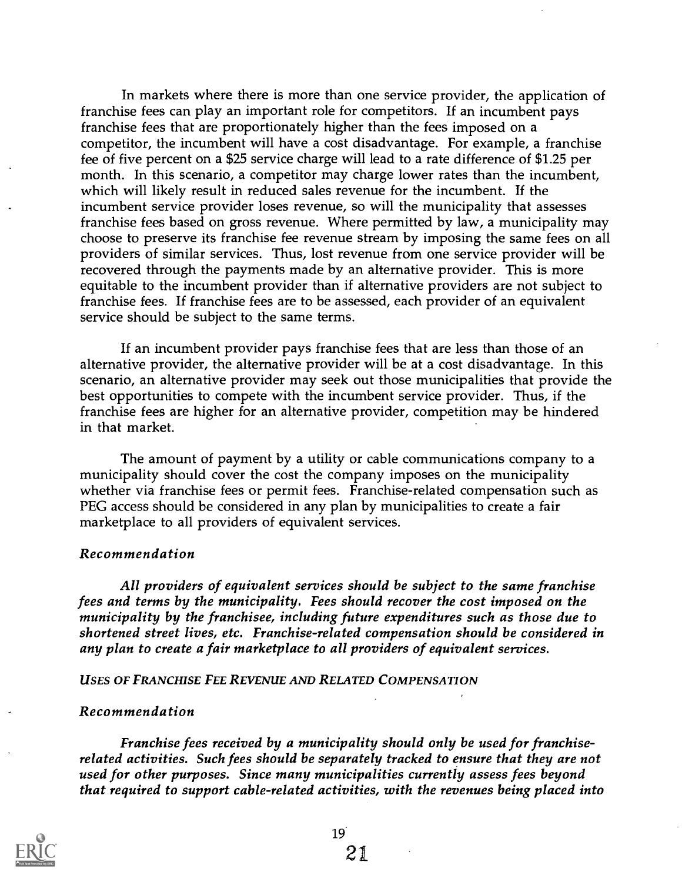In markets where there is more than one service provider, the application of franchise fees can play an important role for competitors. If an incumbent pays franchise fees that are proportionately higher than the fees imposed on a competitor, the incumbent will have a cost disadvantage. For example, a franchise fee of five percent on a $25 service charge will lead to a rate difference of $1.25 per month. In this scenario, a competitor may charge lower rates than the incumbent, which will likely result in reduced sales revenue for the incumbent. If the incumbent service provider loses revenue, so will the municipality that assesses franchise fees based on gross revenue. Where permitted by law, a municipality may choose to preserve its franchise fee revenue stream by imposing the same fees on all providers of similar services. Thus, lost revenue from one service provider will be recovered through the payments made by an alternative provider. This is more equitable to the incumbent provider than if alternative providers are not subject to franchise fees. If franchise fees are to be assessed, each provider of an equivalent service should be subject to the same terms.

If an incumbent provider pays franchise fees that are less than those of an alternative provider, the alternative provider will be at a cost disadvantage. In this scenario, an alternative provider may seek out those municipalities that provide the best opportunities to compete with the incumbent service provider. Thus, if the franchise fees are higher for an alternative provider, competition may be hindered in that market.

The amount of payment by a utility or cable communications company to a municipality should cover the cost the company imposes on the municipality whether via franchise fees or permit fees. Franchise-related compensation such as PEG access should be considered in any plan by municipalities to create a fair marketplace to all providers of equivalent services.

*Recommendation*

*All providers of equivalent services should be subject to the same franchise fees and terms by the municipality. Fees should recover the cost imposed on the municipality by the franchisee, including future expenditures such as those due to shortened street lives, etc. Franchise-related compensation should be considered in any plan to create a fair marketplace to all providers of equivalent services.*

*USES OF FRANCHISE FEE REVENUE AND RELATED COMPENSATION*

*Recommendation*

*Franchise fees received by a municipality should only be used for franchise-related activities. Such fees should be separately tracked to ensure that they are not used for other purposes. Since many municipalities currently assess fees beyond that required to support cable-related activities, with the revenues being placed into*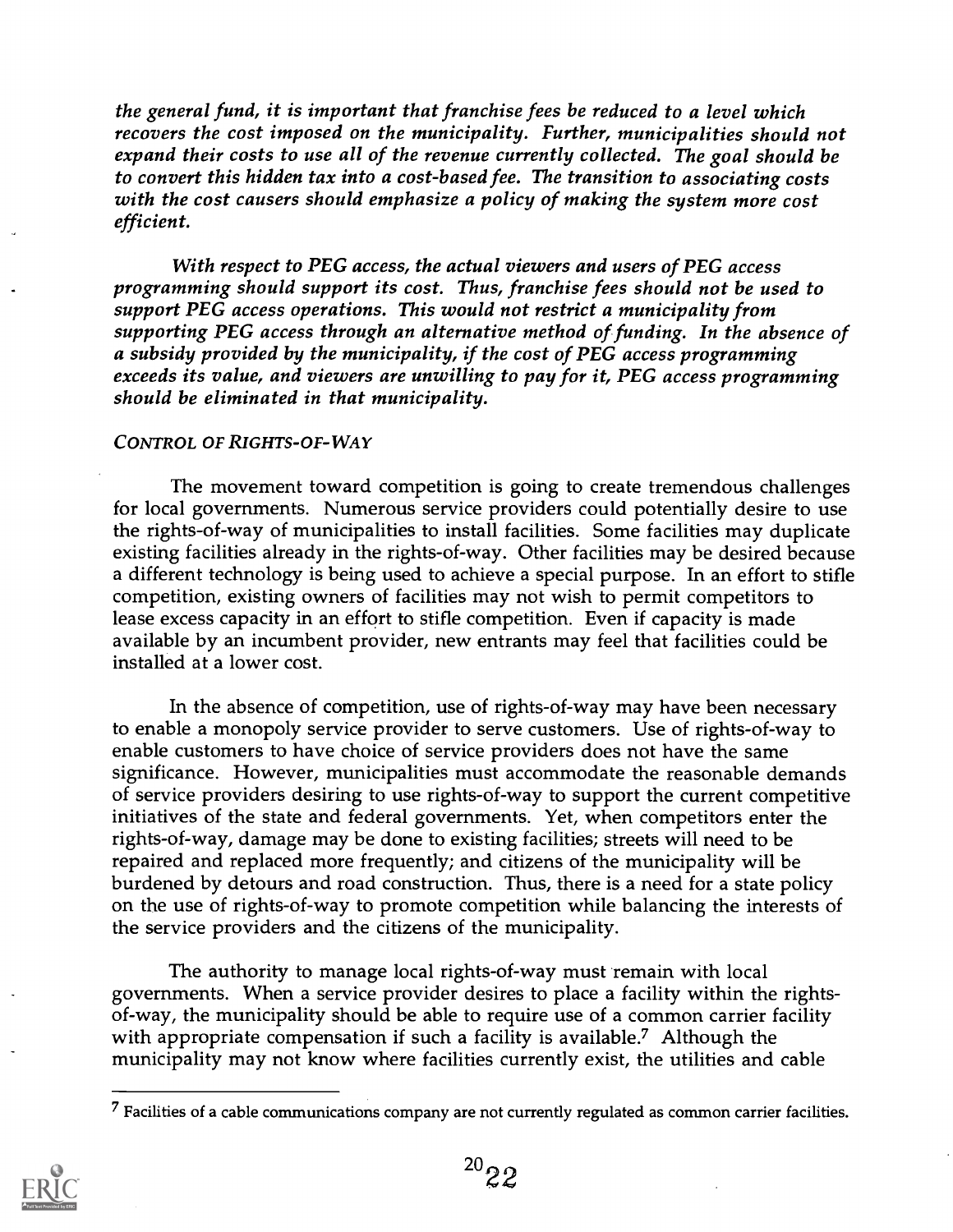*the general fund, it is important that franchise fees be reduced to a level which recovers the cost imposed on the municipality. Further, municipalities should not expand their costs to use all of the revenue currently collected. The goal should be to convert this hidden tax into a cost-based fee. The transition to associating costs with the cost causers should emphasize a policy of making the system more cost efficient.*

*With respect to PEG access, the actual viewers and users of PEG access programming should support its cost. Thus, franchise fees should not be used to support PEG access operations. This would not restrict a municipality from supporting PEG access through an alternative method of funding. In the absence of a subsidy provided by the municipality, if the cost of PEG access programming exceeds its value, and viewers are unwilling to pay for it, PEG access programming should be eliminated in that municipality.*

*CONTROL OF RIGHTS-OF-WAY*

The movement toward competition is going to create tremendous challenges for local governments. Numerous service providers could potentially desire to use the rights-of-way of municipalities to install facilities. Some facilities may duplicate existing facilities already in the rights-of-way. Other facilities may be desired because a different technology is being used to achieve a special purpose. In an effort to stifle competition, existing owners of facilities may not wish to permit competitors to lease excess capacity in an effort to stifle competition. Even if capacity is made available by an incumbent provider, new entrants may feel that facilities could be installed at a lower cost.

In the absence of competition, use of rights-of-way may have been necessary to enable a monopoly service provider to serve customers. Use of rights-of-way to enable customers to have choice of service providers does not have the same significance. However, municipalities must accommodate the reasonable demands of service providers desiring to use rights-of-way to support the current competitive initiatives of the state and federal governments. Yet, when competitors enter the rights-of-way, damage may be done to existing facilities; streets will need to be repaired and replaced more frequently; and citizens of the municipality will be burdened by detours and road construction. Thus, there is a need for a state policy on the use of rights-of-way to promote competition while balancing the interests of the service providers and the citizens of the municipality.

The authority to manage local rights-of-way must remain with local governments. When a service provider desires to place a facility within the rights-of-way, the municipality should be able to require use of a common carrier facility with appropriate compensation if such a facility is available.[7] Although the municipality may not know where facilities currently exist, the utilities and cable

[7] Facilities of a cable communications company are not currently regulated as common carrier facilities.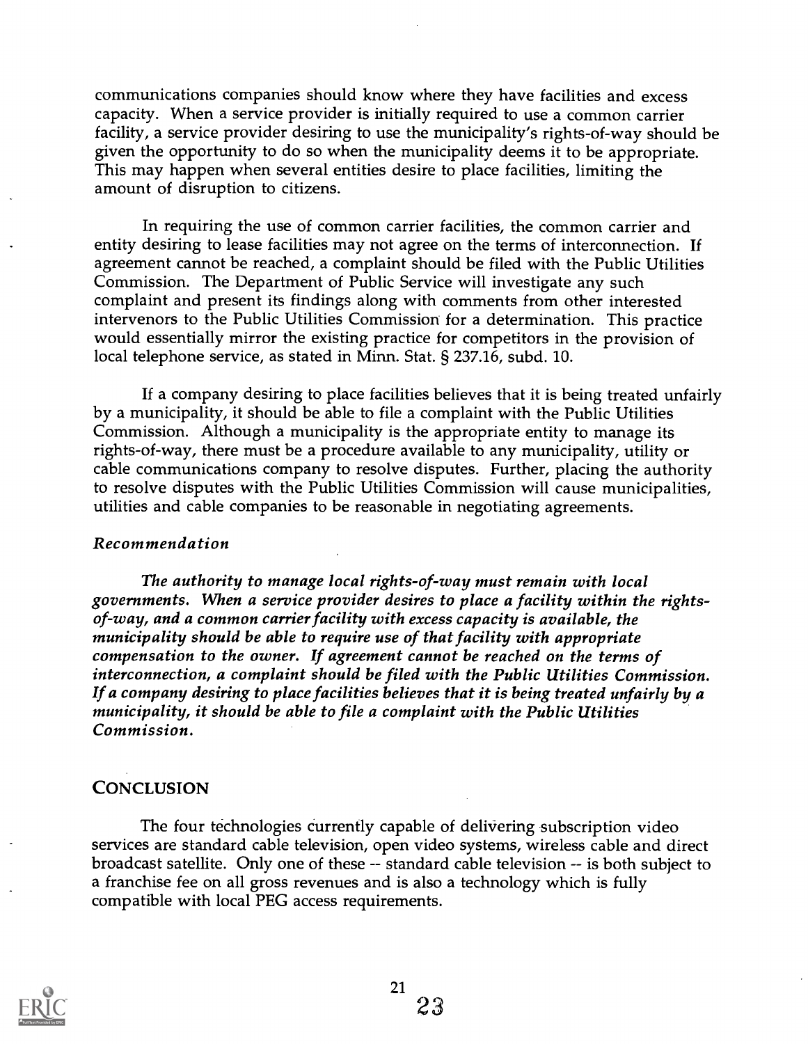communications companies should know where they have facilities and excess capacity. When a service provider is initially required to use a common carrier facility, a service provider desiring to use the municipality's rights-of-way should be given the opportunity to do so when the municipality deems it to be appropriate. This may happen when several entities desire to place facilities, limiting the amount of disruption to citizens.

In requiring the use of common carrier facilities, the common carrier and entity desiring to lease facilities may not agree on the terms of interconnection. If agreement cannot be reached, a complaint should be filed with the Public Utilities Commission. The Department of Public Service will investigate any such complaint and present its findings along with comments from other interested intervenors to the Public Utilities Commission for a determination. This practice would essentially mirror the existing practice for competitors in the provision of local telephone service, as stated in Minn. Stat. § 237.16, subd. 10.

If a company desiring to place facilities believes that it is being treated unfairly by a municipality, it should be able to file a complaint with the Public Utilities Commission. Although a municipality is the appropriate entity to manage its rights-of-way, there must be a procedure available to any municipality, utility or cable communications company to resolve disputes. Further, placing the authority to resolve disputes with the Public Utilities Commission will cause municipalities, utilities and cable companies to be reasonable in negotiating agreements.

*Recommendation*

*The authority to manage local rights-of-way must remain with local governments. When a service provider desires to place a facility within the rights-of-way, and a common carrier facility with excess capacity is available, the municipality should be able to require use of that facility with appropriate compensation to the owner. If agreement cannot be reached on the terms of interconnection, a complaint should be filed with the Public Utilities Commission. If a company desiring to place facilities believes that it is being treated unfairly by a municipality, it should be able to file a complaint with the Public Utilities Commission.*

## CONCLUSION

The four technologies currently capable of delivering subscription video services are standard cable television, open video systems, wireless cable and direct broadcast satellite. Only one of these -- standard cable television -- is both subject to a franchise fee on all gross revenues and is also a technology which is fully compatible with local PEG access requirements.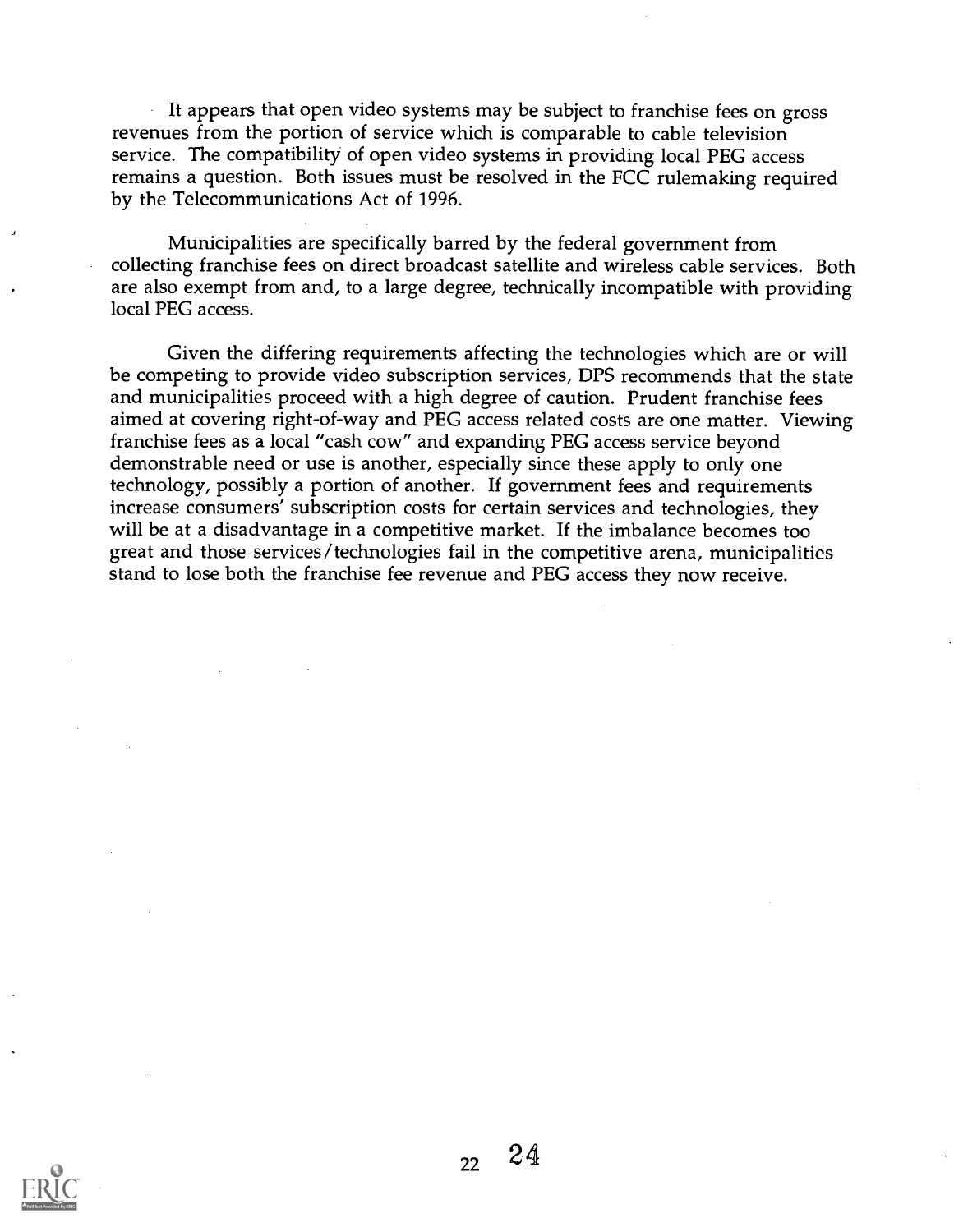It appears that open video systems may be subject to franchise fees on gross revenues from the portion of service which is comparable to cable television service. The compatibility of open video systems in providing local PEG access remains a question. Both issues must be resolved in the FCC rulemaking required by the Telecommunications Act of 1996.

Municipalities are specifically barred by the federal government from collecting franchise fees on direct broadcast satellite and wireless cable services. Both are also exempt from and, to a large degree, technically incompatible with providing local PEG access.

Given the differing requirements affecting the technologies which are or will be competing to provide video subscription services, DPS recommends that the state and municipalities proceed with a high degree of caution. Prudent franchise fees aimed at covering right-of-way and PEG access related costs are one matter. Viewing franchise fees as a local "cash cow" and expanding PEG access service beyond demonstrable need or use is another, especially since these apply to only one technology, possibly a portion of another. If government fees and requirements increase consumers' subscription costs for certain services and technologies, they will be at a disadvantage in a competitive market. If the imbalance becomes too great and those services/technologies fail in the competitive arena, municipalities stand to lose both the franchise fee revenue and PEG access they now receive.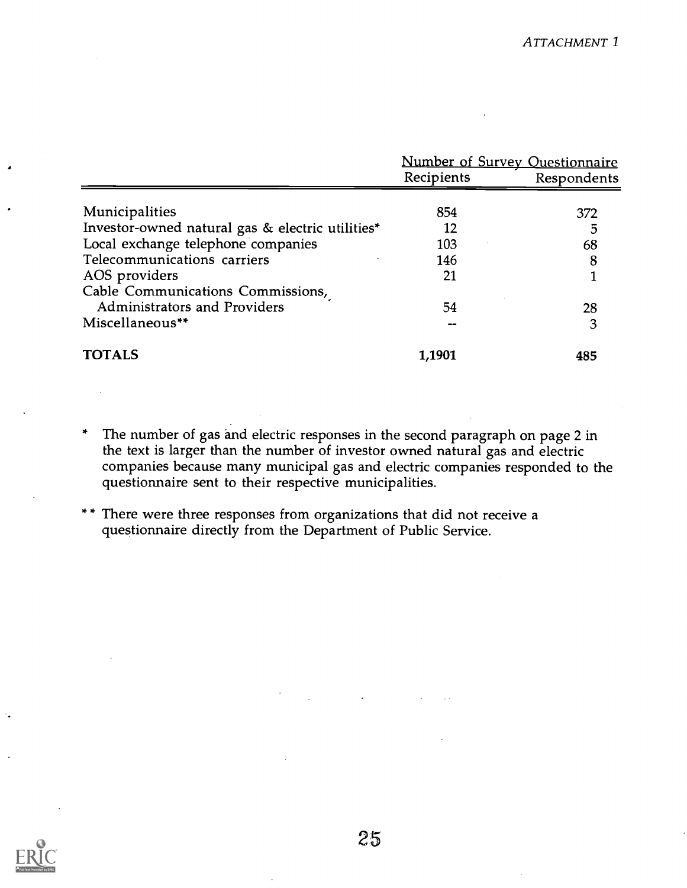*ATTACHMENT 1*

| | Number of Survey Questionnaire | |
|---|---|---|
| | Recipients | Respondents |
| Municipalities | 854 | 372 |
| Investor-owned natural gas & electric utilities* | 12 | 5 |
| Local exchange telephone companies | 103 | 68 |
| Telecommunications carriers | 146 | 8 |
| AOS providers | 21 | 1 |
| Cable Communications Commissions, Administrators and Providers | 54 | 28 |
| Miscellaneous** | -- | 3 |
| **TOTALS** | **1,1901** | **485** |

\* The number of gas and electric responses in the second paragraph on page 2 in the text is larger than the number of investor owned natural gas and electric companies because many municipal gas and electric companies responded to the questionnaire sent to their respective municipalities.

\*\* There were three responses from organizations that did not receive a questionnaire directly from the Department of Public Service.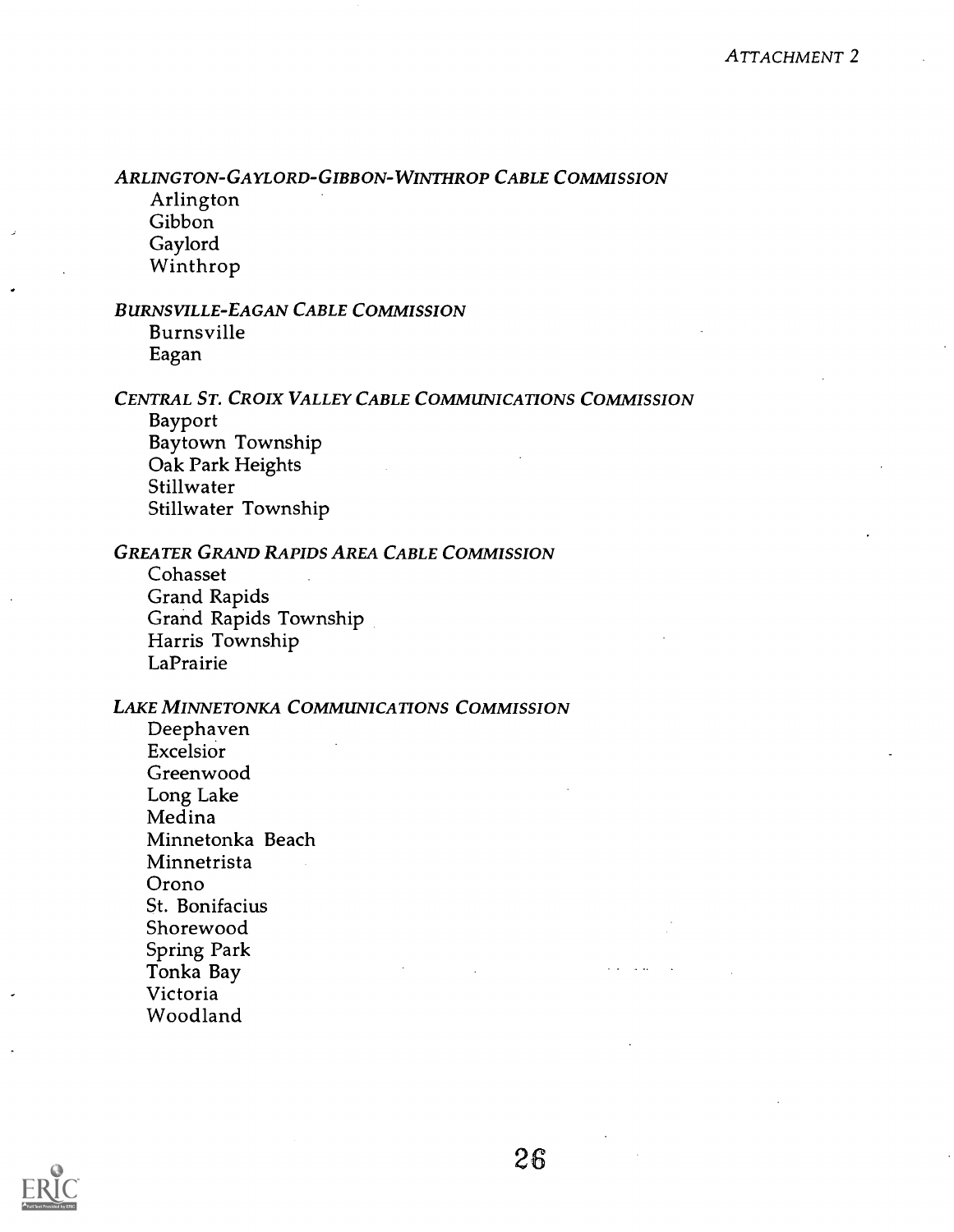*ATTACHMENT 2*

*ARLINGTON-GAYLORD-GIBBON-WINTHROP CABLE COMMISSION*

Arlington
Gibbon
Gaylord
Winthrop

*BURNSVILLE-EAGAN CABLE COMMISSION*

Burnsville
Eagan

*CENTRAL ST. CROIX VALLEY CABLE COMMUNICATIONS COMMISSION*

Bayport
Baytown Township
Oak Park Heights
Stillwater
Stillwater Township

*GREATER GRAND RAPIDS AREA CABLE COMMISSION*

Cohasset
Grand Rapids
Grand Rapids Township
Harris Township
LaPrairie

*LAKE MINNETONKA COMMUNICATIONS COMMISSION*

Deephaven
Excelsior
Greenwood
Long Lake
Medina
Minnetonka Beach
Minnetrista
Orono
St. Bonifacius
Shorewood
Spring Park
Tonka Bay
Victoria
Woodland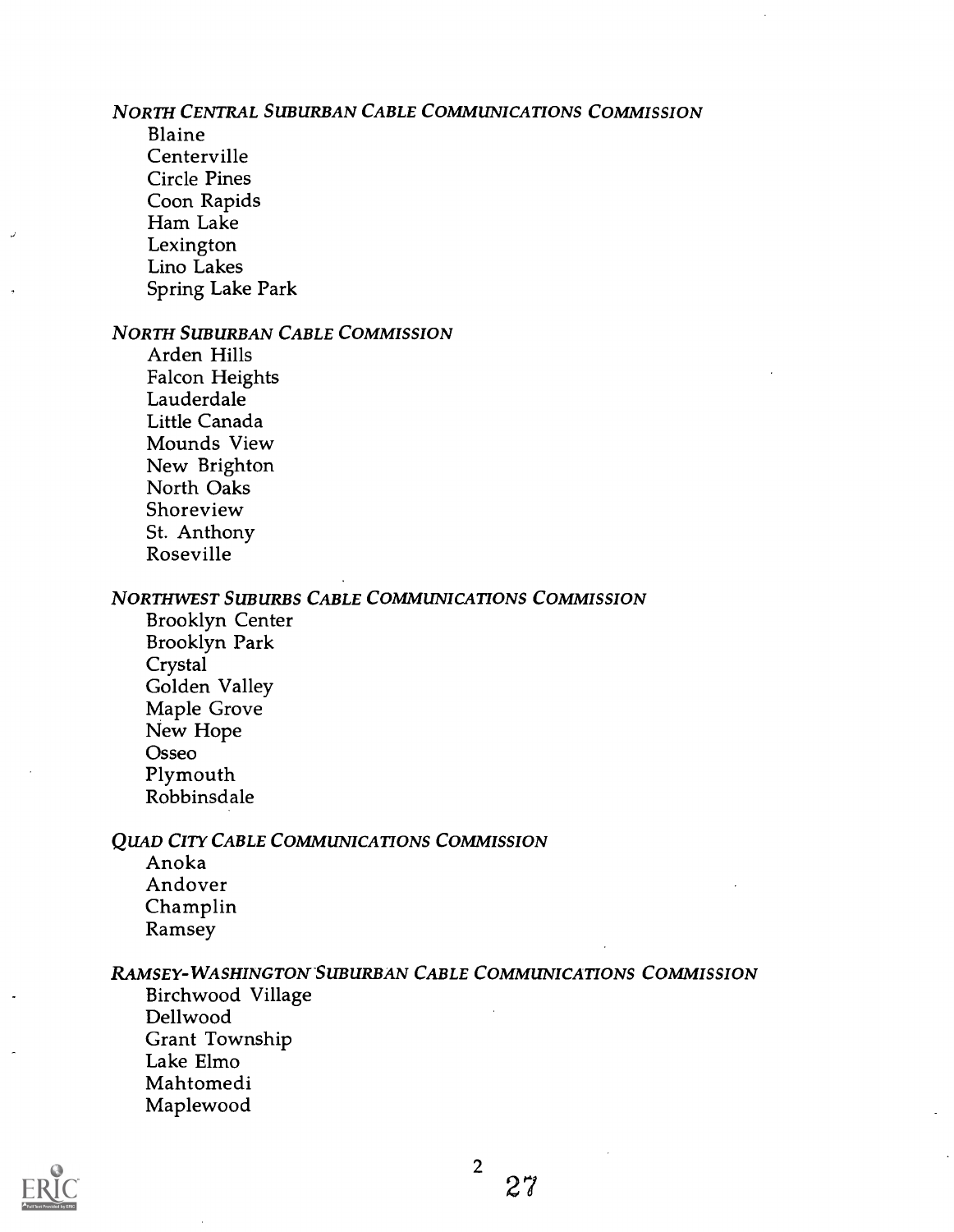*NORTH CENTRAL SUBURBAN CABLE COMMUNICATIONS COMMISSION*

Blaine
Centerville
Circle Pines
Coon Rapids
Ham Lake
Lexington
Lino Lakes
Spring Lake Park

*NORTH SUBURBAN CABLE COMMISSION*

Arden Hills
Falcon Heights
Lauderdale
Little Canada
Mounds View
New Brighton
North Oaks
Shoreview
St. Anthony
Roseville

*NORTHWEST SUBURBS CABLE COMMUNICATIONS COMMISSION*

Brooklyn Center
Brooklyn Park
Crystal
Golden Valley
Maple Grove
New Hope
Osseo
Plymouth
Robbinsdale

*QUAD CITY CABLE COMMUNICATIONS COMMISSION*

Anoka
Andover
Champlin
Ramsey

*RAMSEY-WASHINGTON SUBURBAN CABLE COMMUNICATIONS COMMISSION*

Birchwood Village
Dellwood
Grant Township
Lake Elmo
Mahtomedi
Maplewood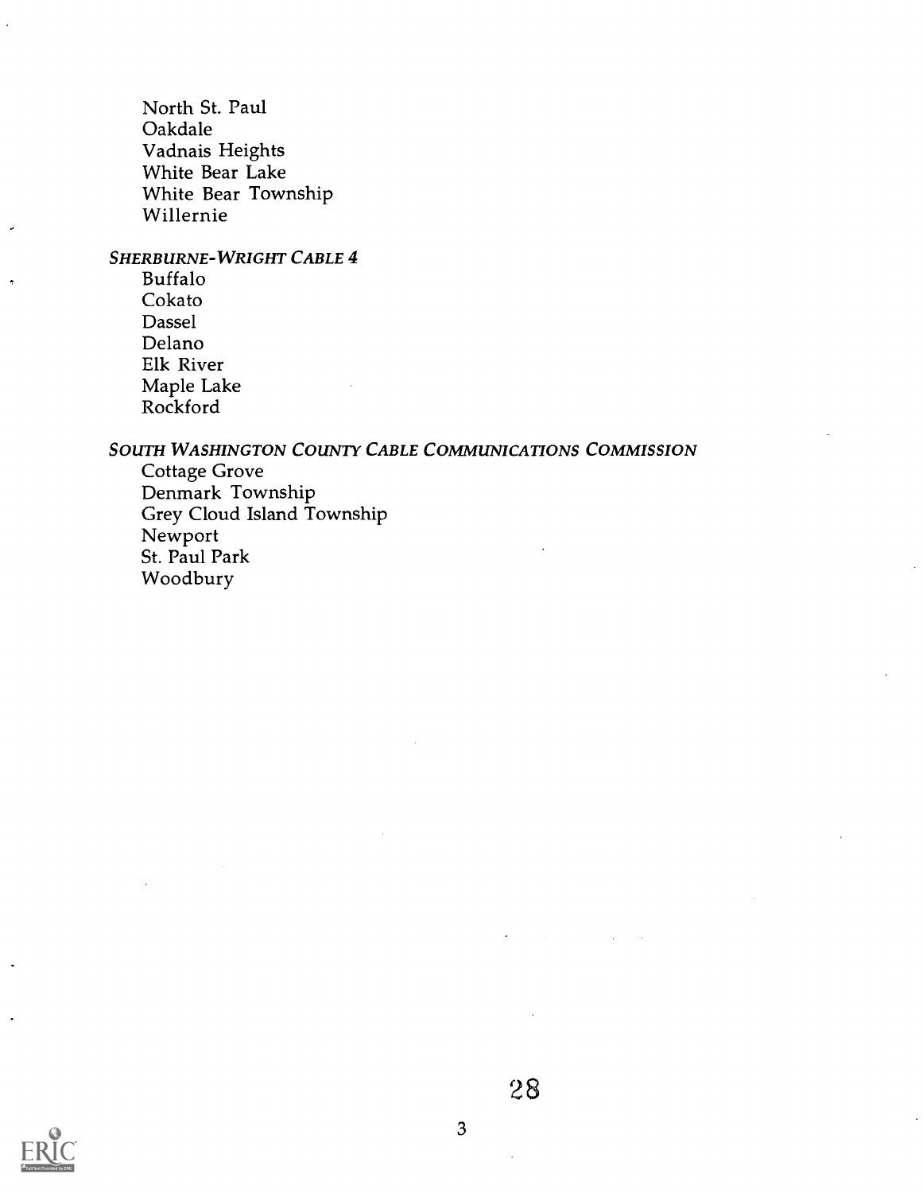North St. Paul
Oakdale
Vadnais Heights
White Bear Lake
White Bear Township
Willernie

*SHERBURNE-WRIGHT CABLE 4*

Buffalo
Cokato
Dassel
Delano
Elk River
Maple Lake
Rockford

*SOUTH WASHINGTON COUNTY CABLE COMMUNICATIONS COMMISSION*

Cottage Grove
Denmark Township
Grey Cloud Island Township
Newport
St. Paul Park
Woodbury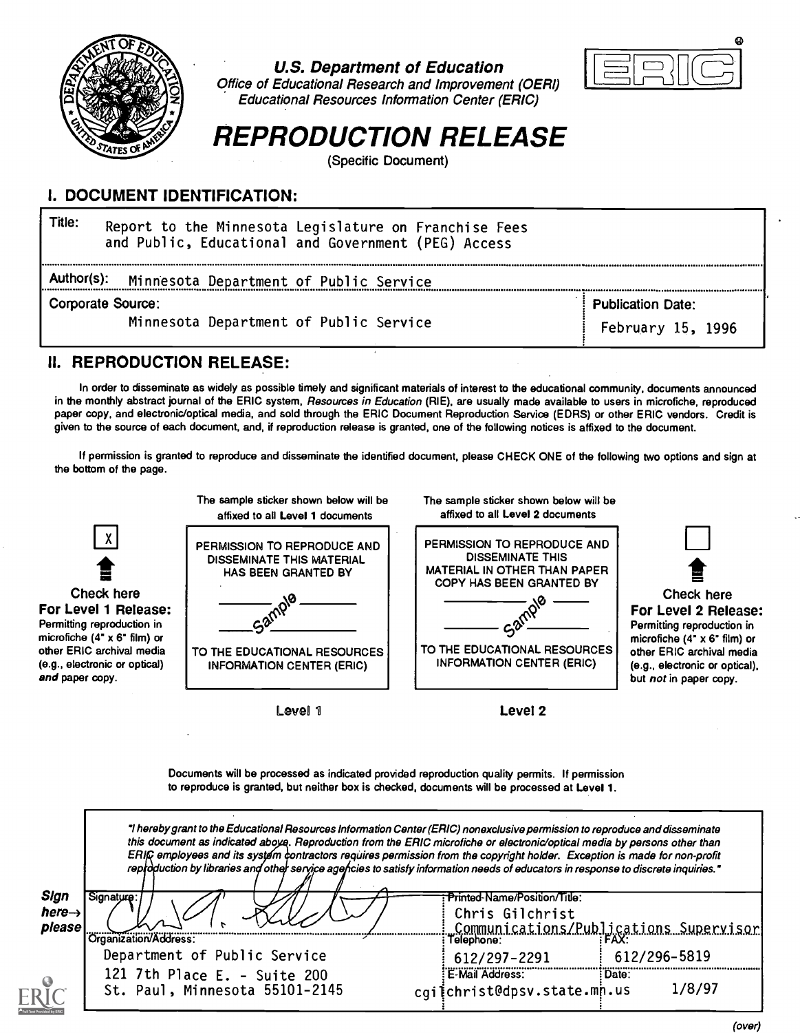# U.S. Department of Education

Office of Educational Research and Improvement (OERI)
Educational Resources Information Center (ERIC)

# REPRODUCTION RELEASE

(Specific Document)

## I. DOCUMENT IDENTIFICATION:

Title: Report to the Minnesota Legislature on Franchise Fees and Public, Educational and Government (PEG) Access

Author(s): Minnesota Department of Public Service

Corporate Source: Minnesota Department of Public Service

Publication Date: February 15, 1996

## II. REPRODUCTION RELEASE:

In order to disseminate as widely as possible timely and significant materials of interest to the educational community, documents announced in the monthly abstract journal of the ERIC system, *Resources in Education* (RIE), are usually made available to users in microfiche, reproduced paper copy, and electronic/optical media, and sold through the ERIC Document Reproduction Service (EDRS) or other ERIC vendors. Credit is given to the source of each document, and, if reproduction release is granted, one of the following notices is affixed to the document.

If permission is granted to reproduce and disseminate the identified document, please CHECK ONE of the following two options and sign at the bottom of the page.

[X] **Check here For Level 1 Release:** Permitting reproduction in microfiche (4" x 6" film) or other ERIC archival media (e.g., electronic or optical) ***and*** paper copy.

The sample sticker shown below will be affixed to all **Level 1** documents

PERMISSION TO REPRODUCE AND DISSEMINATE THIS MATERIAL HAS BEEN GRANTED BY

Sample

TO THE EDUCATIONAL RESOURCES INFORMATION CENTER (ERIC)

Level 1

The sample sticker shown below will be affixed to all **Level 2** documents

PERMISSION TO REPRODUCE AND DISSEMINATE THIS MATERIAL IN OTHER THAN PAPER COPY HAS BEEN GRANTED BY

Sample

TO THE EDUCATIONAL RESOURCES INFORMATION CENTER (ERIC)

Level 2

[ ] **Check here For Level 2 Release:** Permitting reproduction in microfiche (4" x 6" film) or other ERIC archival media (e.g., electronic or optical), but ***not*** in paper copy.

Documents will be processed as indicated provided reproduction quality permits. If permission to reproduce is granted, but neither box is checked, documents will be processed at Level 1.

*"I hereby grant to the Educational Resources Information Center (ERIC) nonexclusive permission to reproduce and disseminate this document as indicated above. Reproduction from the ERIC microfiche or electronic/optical media by persons other than ERIC employees and its system contractors requires permission from the copyright holder. Exception is made for non-profit reproduction by libraries and other service agencies to satisfy information needs of educators in response to discrete inquiries."*

**Sign here→ please**

| Signature: | Printed Name/Position/Title: Chris Gilchrist Communications/Publications Supervisor | |
|---|---|---|
| Organization/Address: Department of Public Service 121 7th Place E. - Suite 200 St. Paul, Minnesota 55101-2145 | Telephone: 612/297-2291 | FAX: 612/296-5819 |
| | E-Mail Address: cgilchrist@dpsv.state.mn.us | Date: 1/8/97 |

(over)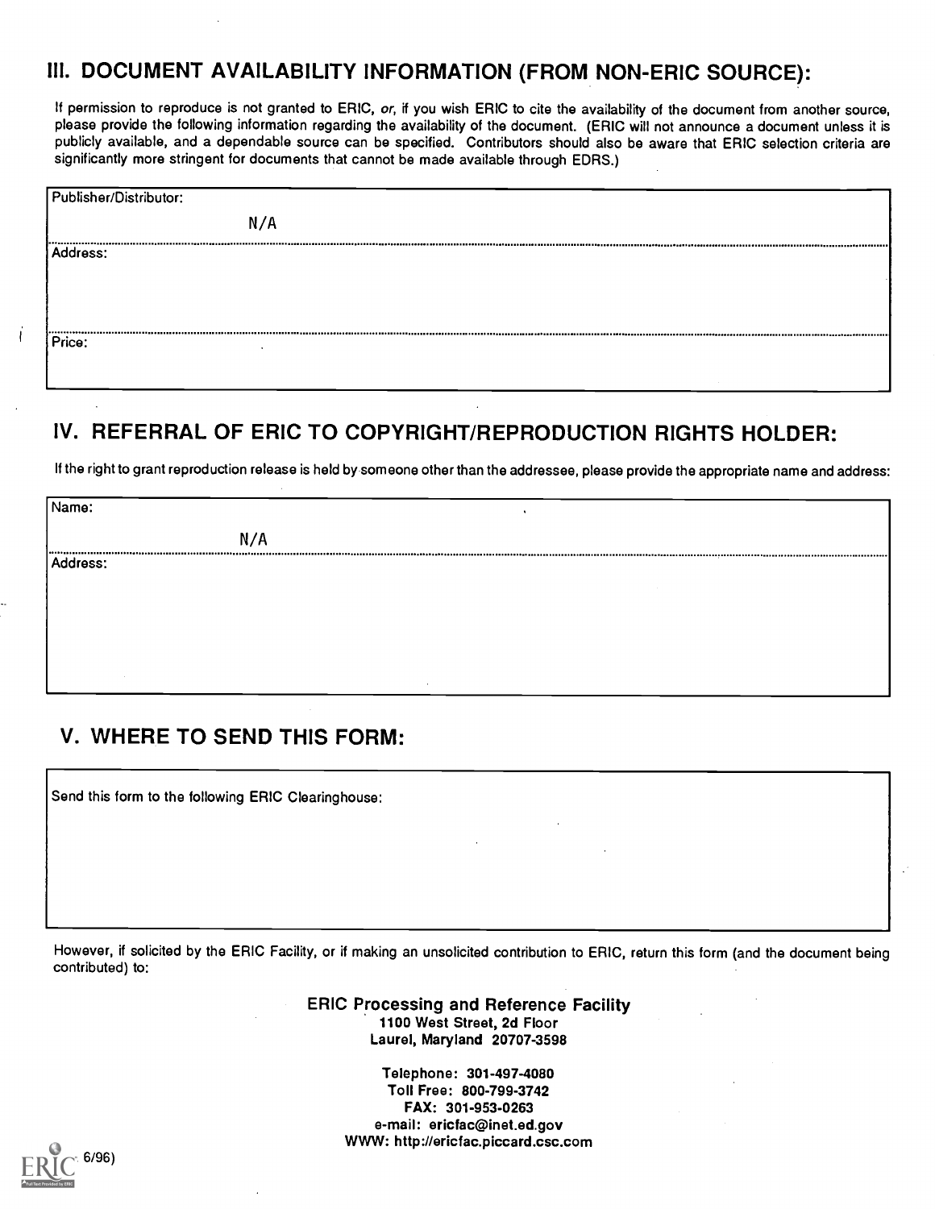## III. DOCUMENT AVAILABILITY INFORMATION (FROM NON-ERIC SOURCE):

If permission to reproduce is not granted to ERIC, *or*, if you wish ERIC to cite the availability of the document from another source, please provide the following information regarding the availability of the document. (ERIC will not announce a document unless it is publicly available, and a dependable source can be specified. Contributors should also be aware that ERIC selection criteria are significantly more stringent for documents that cannot be made available through EDRS.)

Publisher/Distributor:

N/A

Address:

Price:

## IV. REFERRAL OF ERIC TO COPYRIGHT/REPRODUCTION RIGHTS HOLDER:

If the right to grant reproduction release is held by someone other than the addressee, please provide the appropriate name and address:

Name:

N/A

Address:

## V. WHERE TO SEND THIS FORM:

Send this form to the following ERIC Clearinghouse:

However, if solicited by the ERIC Facility, or if making an unsolicited contribution to ERIC, return this form (and the document being contributed) to:

**ERIC Processing and Reference Facility**
**1100 West Street, 2d Floor**
**Laurel, Maryland 20707-3598**

**Telephone: 301-497-4080**
**Toll Free: 800-799-3742**
**FAX: 301-953-0263**
**e-mail: ericfac@inet.ed.gov**
**WWW: http://ericfac.piccard.csc.com**

6/96)